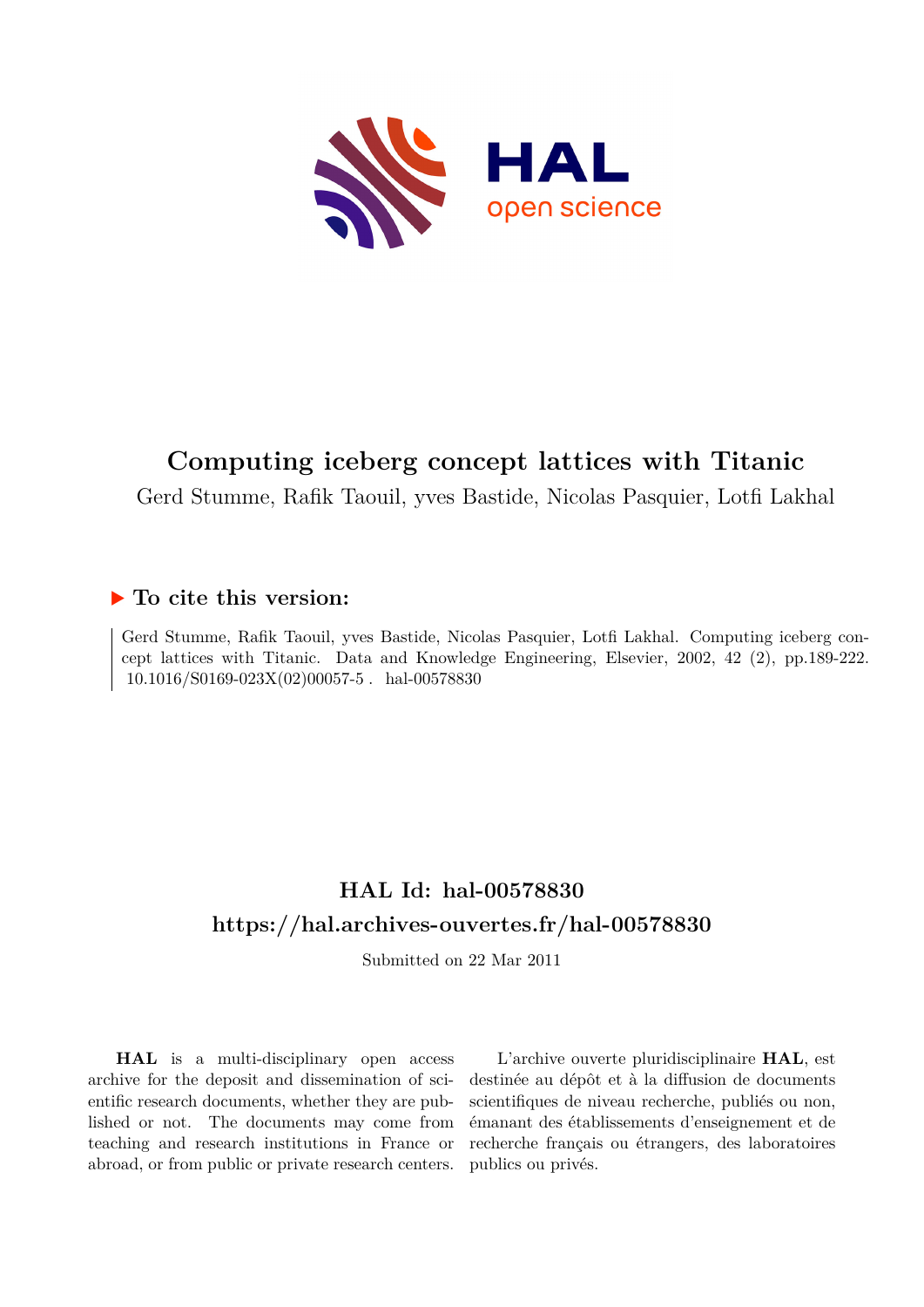# Computing iceberg concept lattices with Titanic

Gerd Stumme, Rafik Taouil, yves Bastide, Nicolas Pasquier, Lotfi Lakhal

## ▶ To cite this version:

Gerd Stumme, Rafik Taouil, yves Bastide, Nicolas Pasquier, Lotfi Lakhal. Computing iceberg concept lattices with Titanic. Data and Knowledge Engineering, Elsevier, 2002, 42 (2), pp.189-222. 10.1016/S0169-023X(02)00057-5 . hal-00578830

## HAL Id: hal-00578830
## https://hal.archives-ouvertes.fr/hal-00578830

Submitted on 22 Mar 2011

**HAL** is a multi-disciplinary open access archive for the deposit and dissemination of scientific research documents, whether they are published or not. The documents may come from teaching and research institutions in France or abroad, or from public or private research centers.

L'archive ouverte pluridisciplinaire **HAL**, est destinée au dépôt et à la diffusion de documents scientifiques de niveau recherche, publiés ou non, émanant des établissements d'enseignement et de recherche français ou étrangers, des laboratoires publics ou privés.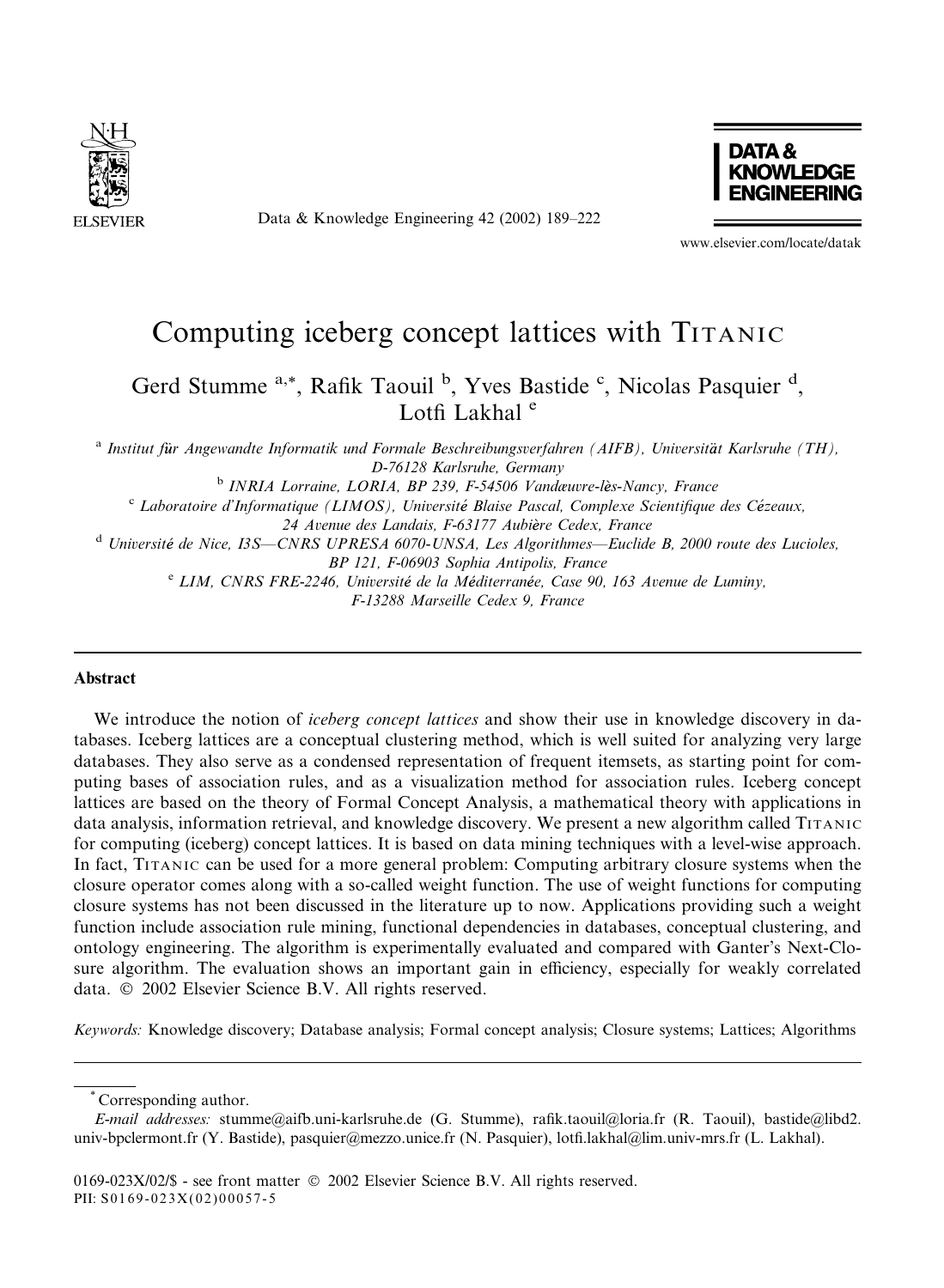# Computing iceberg concept lattices with Titanic

Gerd Stumme [a,*], Rafik Taouil [b], Yves Bastide [c], Nicolas Pasquier [d], Lotfi Lakhal [e]

[a] Institut für Angewandte Informatik und Formale Beschreibungsverfahren (AIFB), Universität Karlsruhe (TH), D-76128 Karlsruhe, Germany

[b] INRIA Lorraine, LORIA, BP 239, F-54506 Vandœuvre-lès-Nancy, France

[c] Laboratoire d'Informatique (LIMOS), Université Blaise Pascal, Complexe Scientifique des Cézeaux, 24 Avenue des Landais, F-63177 Aubière Cedex, France

[d] Université de Nice, I3S—CNRS UPRESA 6070-UNSA, Les Algorithmes—Euclide B, 2000 route des Lucioles, BP 121, F-06903 Sophia Antipolis, France

[e] LIM, CNRS FRE-2246, Université de la Méditerranée, Case 90, 163 Avenue de Luminy, F-13288 Marseille Cedex 9, France

## Abstract

We introduce the notion of *iceberg concept lattices* and show their use in knowledge discovery in databases. Iceberg lattices are a conceptual clustering method, which is well suited for analyzing very large databases. They also serve as a condensed representation of frequent itemsets, as starting point for computing bases of association rules, and as a visualization method for association rules. Iceberg concept lattices are based on the theory of Formal Concept Analysis, a mathematical theory with applications in data analysis, information retrieval, and knowledge discovery. We present a new algorithm called Titanic for computing (iceberg) concept lattices. It is based on data mining techniques with a level-wise approach. In fact, Titanic can be used for a more general problem: Computing arbitrary closure systems when the closure operator comes along with a so-called weight function. The use of weight functions for computing closure systems has not been discussed in the literature up to now. Applications providing such a weight function include association rule mining, functional dependencies in databases, conceptual clustering, and ontology engineering. The algorithm is experimentally evaluated and compared with Ganter's Next-Closure algorithm. The evaluation shows an important gain in efficiency, especially for weakly correlated data. © 2002 Elsevier Science B.V. All rights reserved.

*Keywords:* Knowledge discovery; Database analysis; Formal concept analysis; Closure systems; Lattices; Algorithms

\* Corresponding author.

*E-mail addresses:* stumme@aifb.uni-karlsruhe.de (G. Stumme), rafik.taouil@loria.fr (R. Taouil), bastide@libd2.univ-bpclermont.fr (Y. Bastide), pasquier@mezzo.unice.fr (N. Pasquier), lotfi.lakhal@lim.univ-mrs.fr (L. Lakhal).

0169-023X/02/$ - see front matter © 2002 Elsevier Science B.V. All rights reserved.
PII: S0169-023X(02)00057-5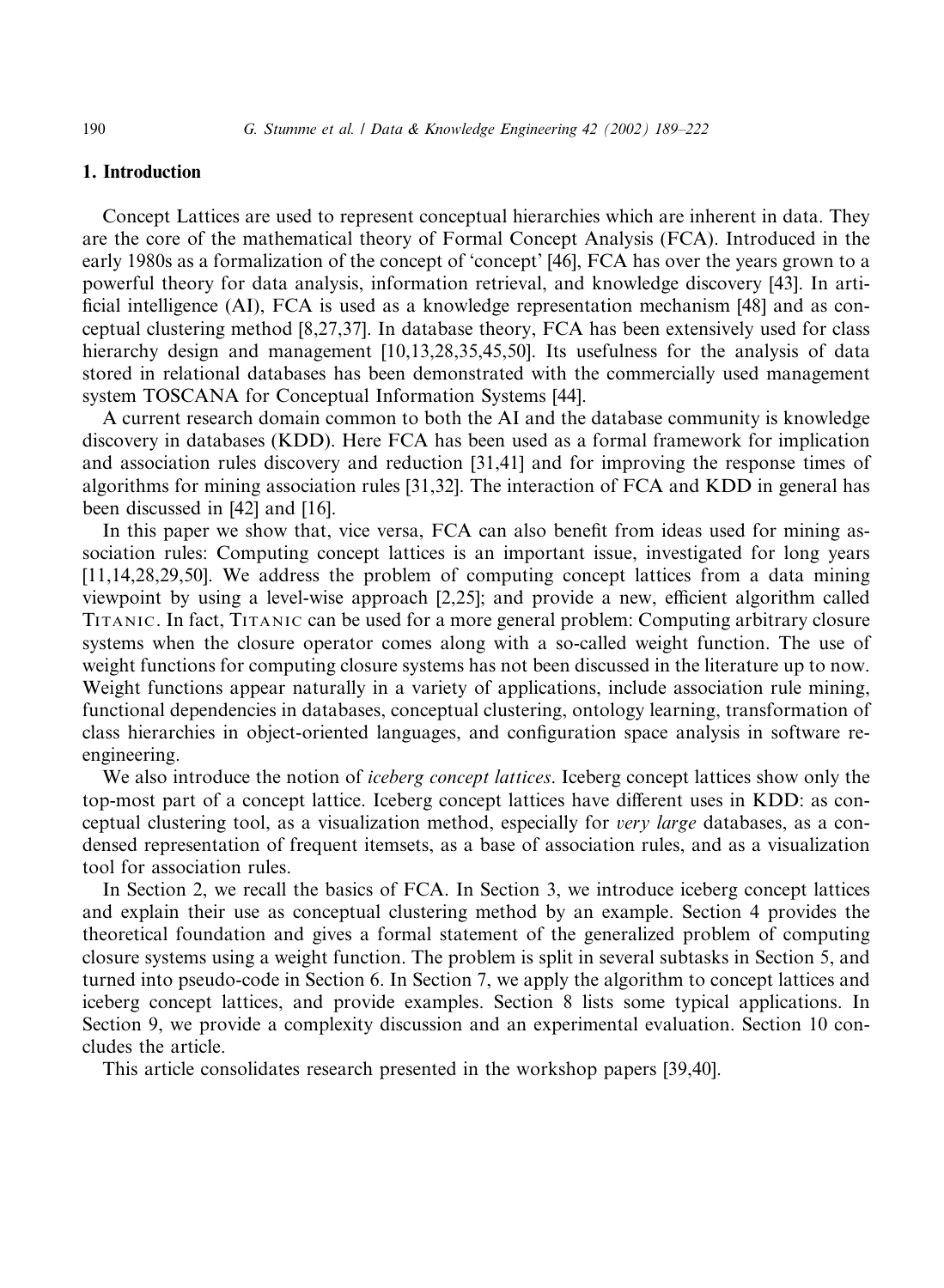## 1. Introduction

Concept Lattices are used to represent conceptual hierarchies which are inherent in data. They are the core of the mathematical theory of Formal Concept Analysis (FCA). Introduced in the early 1980s as a formalization of the concept of 'concept' [46], FCA has over the years grown to a powerful theory for data analysis, information retrieval, and knowledge discovery [43]. In artificial intelligence (AI), FCA is used as a knowledge representation mechanism [48] and as conceptual clustering method [8,27,37]. In database theory, FCA has been extensively used for class hierarchy design and management [10,13,28,35,45,50]. Its usefulness for the analysis of data stored in relational databases has been demonstrated with the commercially used management system TOSCANA for Conceptual Information Systems [44].

A current research domain common to both the AI and the database community is knowledge discovery in databases (KDD). Here FCA has been used as a formal framework for implication and association rules discovery and reduction [31,41] and for improving the response times of algorithms for mining association rules [31,32]. The interaction of FCA and KDD in general has been discussed in [42] and [16].

In this paper we show that, vice versa, FCA can also benefit from ideas used for mining association rules: Computing concept lattices is an important issue, investigated for long years [11,14,28,29,50]. We address the problem of computing concept lattices from a data mining viewpoint by using a level-wise approach [2,25]; and provide a new, efficient algorithm called Titanic. In fact, Titanic can be used for a more general problem: Computing arbitrary closure systems when the closure operator comes along with a so-called weight function. The use of weight functions for computing closure systems has not been discussed in the literature up to now. Weight functions appear naturally in a variety of applications, include association rule mining, functional dependencies in databases, conceptual clustering, ontology learning, transformation of class hierarchies in object-oriented languages, and configuration space analysis in software re-engineering.

We also introduce the notion of *iceberg concept lattices*. Iceberg concept lattices show only the top-most part of a concept lattice. Iceberg concept lattices have different uses in KDD: as conceptual clustering tool, as a visualization method, especially for *very large* databases, as a condensed representation of frequent itemsets, as a base of association rules, and as a visualization tool for association rules.

In Section 2, we recall the basics of FCA. In Section 3, we introduce iceberg concept lattices and explain their use as conceptual clustering method by an example. Section 4 provides the theoretical foundation and gives a formal statement of the generalized problem of computing closure systems using a weight function. The problem is split in several subtasks in Section 5, and turned into pseudo-code in Section 6. In Section 7, we apply the algorithm to concept lattices and iceberg concept lattices, and provide examples. Section 8 lists some typical applications. In Section 9, we provide a complexity discussion and an experimental evaluation. Section 10 concludes the article.

This article consolidates research presented in the workshop papers [39,40].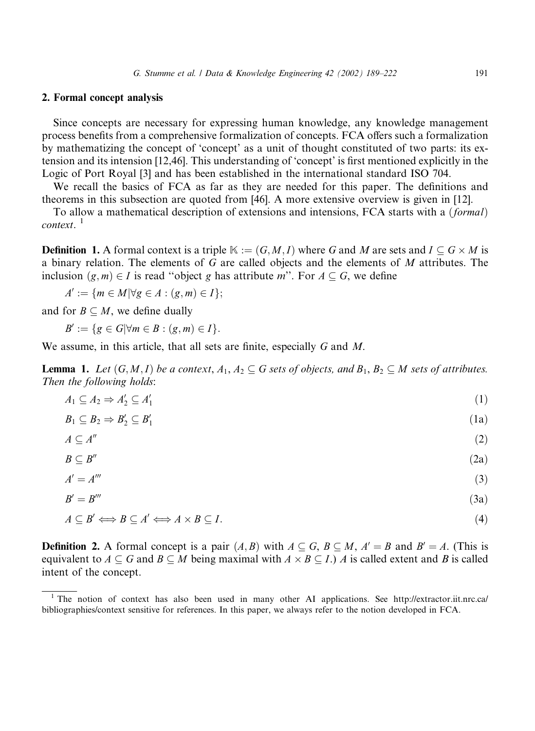## 2. Formal concept analysis

Since concepts are necessary for expressing human knowledge, any knowledge management process benefits from a comprehensive formalization of concepts. FCA offers such a formalization by mathematizing the concept of 'concept' as a unit of thought constituted of two parts: its extension and its intension [12,46]. This understanding of 'concept' is first mentioned explicitly in the Logic of Port Royal [3] and has been established in the international standard ISO 704.

We recall the basics of FCA as far as they are needed for this paper. The definitions and theorems in this subsection are quoted from [46]. A more extensive overview is given in [12].

To allow a mathematical description of extensions and intensions, FCA starts with a (*formal*) *context*. [1]

**Definition 1.** A formal context is a triple $\mathbb{K} := (G, M, I)$ where $G$ and $M$ are sets and $I \subseteq G \times M$ is a binary relation. The elements of $G$ are called objects and the elements of $M$ attributes. The inclusion $(g, m) \in I$ is read "object $g$ has attribute $m$". For $A \subseteq G$, we define

$$A' := \{m \in M | \forall g \in A : (g, m) \in I\};$$

and for $B \subseteq M$, we define dually

$$B' := \{g \in G | \forall m \in B : (g, m) \in I\}.$$

We assume, in this article, that all sets are finite, especially $G$ and $M$.

**Lemma 1.** *Let $(G, M, I)$ be a context, $A_1, A_2 \subseteq G$ sets of objects, and $B_1, B_2 \subseteq M$ sets of attributes. Then the following holds*:

$$A_1 \subseteq A_2 \Rightarrow A_2' \subseteq A_1' \tag{1}$$

$$B_1 \subseteq B_2 \Rightarrow B_2' \subseteq B_1' \tag{1a}$$

$$A \subseteq A'' \tag{2}$$

$$B \subseteq B'' \tag{2a}$$

$$A' = A''' \tag{3}$$

$$B' = B''' \tag{3a}$$

$$A \subseteq B' \iff B \subseteq A' \iff A \times B \subseteq I. \tag{4}$$

**Definition 2.** A formal concept is a pair $(A, B)$ with $A \subseteq G$, $B \subseteq M$, $A' = B$ and $B' = A$. (This is equivalent to $A \subseteq G$ and $B \subseteq M$ being maximal with $A \times B \subseteq I$.) $A$ is called extent and $B$ is called intent of the concept.

---

[1] The notion of context has also been used in many other AI applications. See http://extractor.iit.nrc.ca/bibliographies/context sensitive for references. In this paper, we always refer to the notion developed in FCA.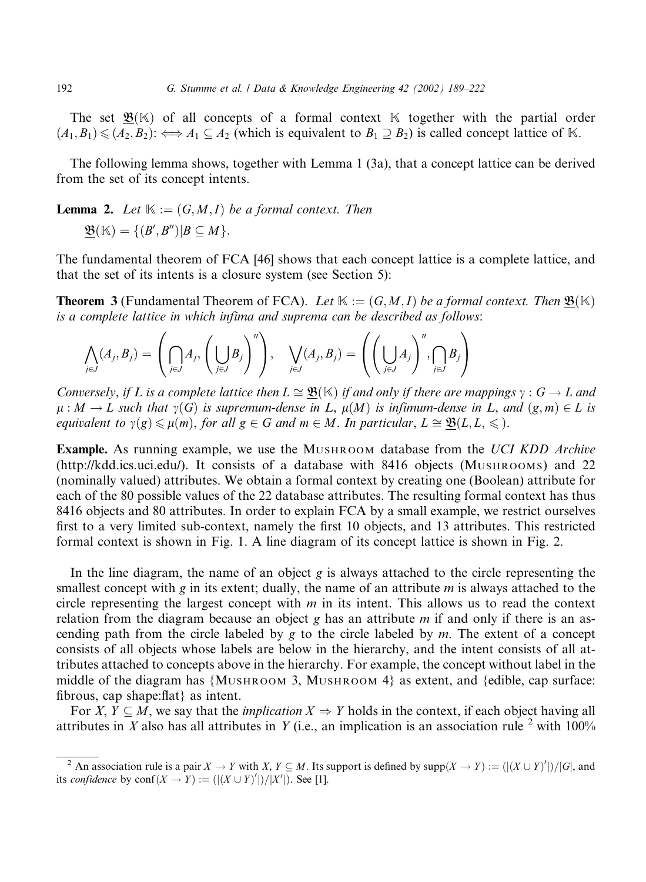The set $\mathfrak{B}(\mathbb{K})$ of all concepts of a formal context $\mathbb{K}$ together with the partial order $(A_1, B_1) \leqslant (A_2, B_2) :\iff A_1 \subseteq A_2$ (which is equivalent to $B_1 \supseteq B_2$) is called concept lattice of $\mathbb{K}$.

The following lemma shows, together with Lemma 1 (3a), that a concept lattice can be derived from the set of its concept intents.

**Lemma 2.** *Let $\mathbb{K} := (G, M, I)$ be a formal context. Then*

$$\underline{\mathfrak{B}}(\mathbb{K}) = \{(B', B'') | B \subseteq M\}.$$

The fundamental theorem of FCA [46] shows that each concept lattice is a complete lattice, and that the set of its intents is a closure system (see Section 5):

**Theorem 3** (Fundamental Theorem of FCA). *Let $\mathbb{K} := (G, M, I)$ be a formal context. Then $\underline{\mathfrak{B}}(\mathbb{K})$ is a complete lattice in which infima and suprema can be described as follows*:

$$\bigwedge_{j \in J} (A_j, B_j) = \left( \bigcap_{j \in J} A_j, \left( \bigcup_{j \in J} B_j \right)'' \right), \quad \bigvee_{j \in J} (A_j, B_j) = \left( \left( \bigcup_{j \in J} A_j \right)'', \bigcap_{j \in J} B_j \right)$$

*Conversely, if $L$ is a complete lattice then $L \cong \underline{\mathfrak{B}}(\mathbb{K})$ if and only if there are mappings $\gamma : G \to L$ and $\mu : M \to L$ such that $\gamma(G)$ is supremum-dense in $L$, $\mu(M)$ is infimum-dense in $L$, and $(g, m) \in L$ is equivalent to $\gamma(g) \leqslant \mu(m)$, for all $g \in G$ and $m \in M$. In particular, $L \cong \underline{\mathfrak{B}}(L, L, \leqslant)$.*

**Example.** As running example, we use the MUSHROOM database from the *UCI KDD Archive* (http://kdd.ics.uci.edu/). It consists of a database with 8416 objects (MUSHROOMS) and 22 (nominally valued) attributes. We obtain a formal context by creating one (Boolean) attribute for each of the 80 possible values of the 22 database attributes. The resulting formal context has thus 8416 objects and 80 attributes. In order to explain FCA by a small example, we restrict ourselves first to a very limited sub-context, namely the first 10 objects, and 13 attributes. This restricted formal context is shown in Fig. 1. A line diagram of its concept lattice is shown in Fig. 2.

In the line diagram, the name of an object $g$ is always attached to the circle representing the smallest concept with $g$ in its extent; dually, the name of an attribute $m$ is always attached to the circle representing the largest concept with $m$ in its intent. This allows us to read the context relation from the diagram because an object $g$ has an attribute $m$ if and only if there is an ascending path from the circle labeled by $g$ to the circle labeled by $m$. The extent of a concept consists of all objects whose labels are below in the hierarchy, and the intent consists of all attributes attached to concepts above in the hierarchy. For example, the concept without label in the middle of the diagram has {MUSHROOM 3, MUSHROOM 4} as extent, and {edible, cap surface: fibrous, cap shape:flat} as intent.

For $X, Y \subseteq M$, we say that the *implication* $X \Rightarrow Y$ holds in the context, if each object having all attributes in $X$ also has all attributes in $Y$ (i.e., an implication is an association rule [2] with 100%

---

[2] An association rule is a pair $X \to Y$ with $X, Y \subseteq M$. Its support is defined by $\text{supp}(X \to Y) := (|(X \cup Y)'|)/|G|$, and its *confidence* by $\text{conf}(X \to Y) := (|(X \cup Y)'|)/|X'|)$. See [1].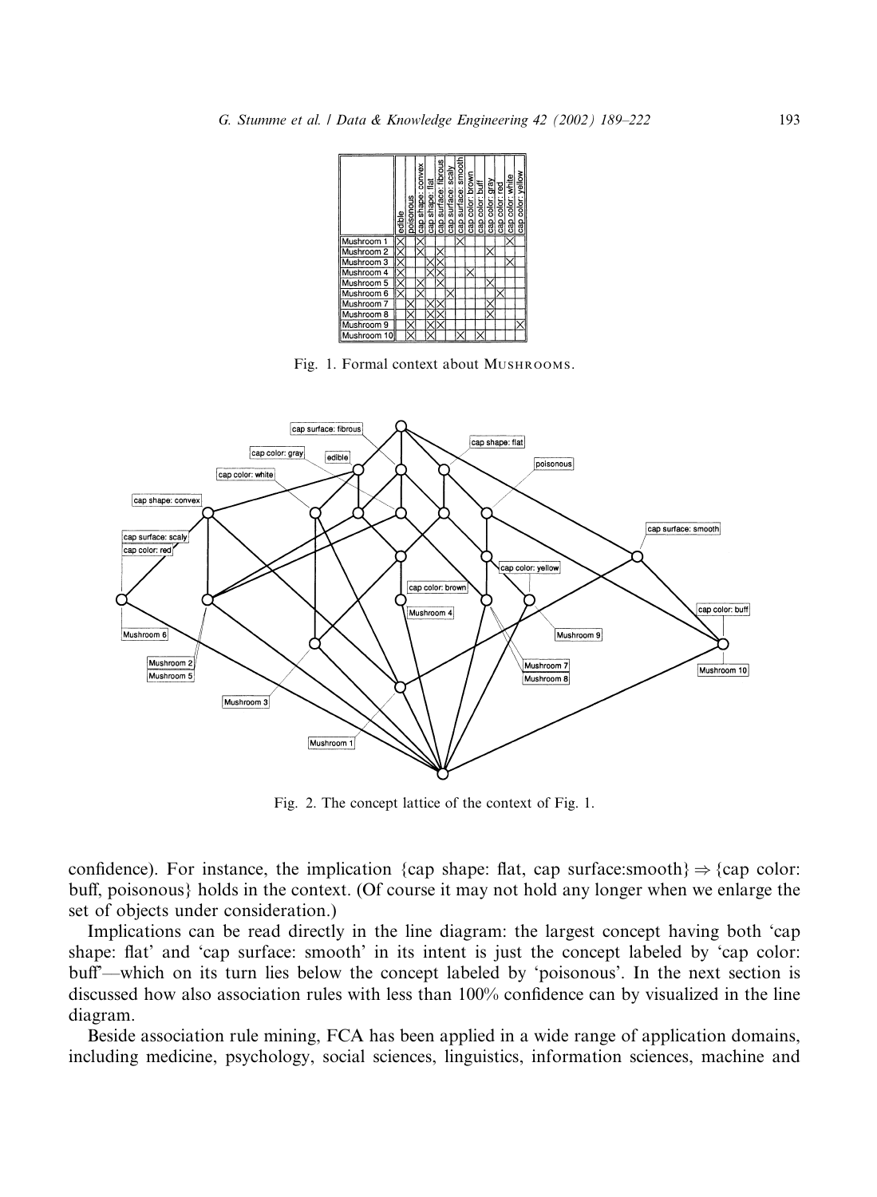| | edible | poisonous | cap shape: convex | cap shape: flat | cap surface: fibrous | cap surface: scaly | cap surface: smooth | cap color: brown | cap color: buff | cap color: gray | cap color: red | cap color: white | cap color: yellow |
|---|---|---|---|---|---|---|---|---|---|---|---|---|---|
| Mushroom 1 | X | | X | | | | X | | | | | X | |
| Mushroom 2 | X | | X | | X | | | | | X | | | |
| Mushroom 3 | X | | | X | X | | | | | | | X | |
| Mushroom 4 | X | | | X | X | | | X | | | | | |
| Mushroom 5 | X | | X | | X | | | | | X | | | |
| Mushroom 6 | X | | X | | | X | | | | | X | | |
| Mushroom 7 | | X | | X | X | | | | | X | | | |
| Mushroom 8 | | X | | X | X | | | | | X | | | |
| Mushroom 9 | | X | | X | X | | | | | | | | X |
| Mushroom 10 | | X | | X | | | X | | X | | | | |

Fig. 1. Formal context about MUSHROOMS.

Fig. 2. The concept lattice of the context of Fig. 1.

confidence). For instance, the implication {cap shape: flat, cap surface:smooth} ⇒ {cap color: buff, poisonous} holds in the context. (Of course it may not hold any longer when we enlarge the set of objects under consideration.)

Implications can be read directly in the line diagram: the largest concept having both 'cap shape: flat' and 'cap surface: smooth' in its intent is just the concept labeled by 'cap color: buff'—which on its turn lies below the concept labeled by 'poisonous'. In the next section is discussed how also association rules with less than 100% confidence can by visualized in the line diagram.

Beside association rule mining, FCA has been applied in a wide range of application domains, including medicine, psychology, social sciences, linguistics, information sciences, machine and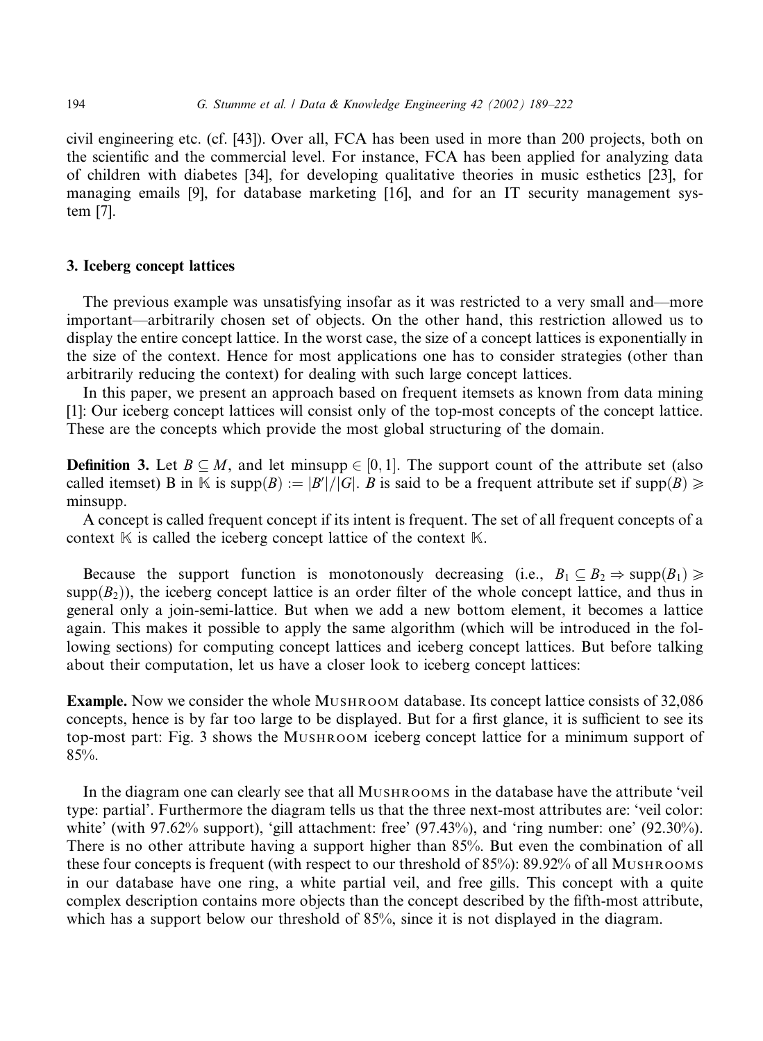civil engineering etc. (cf. [43]). Over all, FCA has been used in more than 200 projects, both on the scientific and the commercial level. For instance, FCA has been applied for analyzing data of children with diabetes [34], for developing qualitative theories in music esthetics [23], for managing emails [9], for database marketing [16], and for an IT security management system [7].

## 3. Iceberg concept lattices

The previous example was unsatisfying insofar as it was restricted to a very small and—more important—arbitrarily chosen set of objects. On the other hand, this restriction allowed us to display the entire concept lattice. In the worst case, the size of a concept lattices is exponentially in the size of the context. Hence for most applications one has to consider strategies (other than arbitrarily reducing the context) for dealing with such large concept lattices.

In this paper, we present an approach based on frequent itemsets as known from data mining [1]: Our iceberg concept lattices will consist only of the top-most concepts of the concept lattice. These are the concepts which provide the most global structuring of the domain.

**Definition 3.** Let $B \subseteq M$, and let minsupp $\in [0, 1]$. The support count of the attribute set (also called itemset) B in $\mathbb{K}$ is $\text{supp}(B) := |B'|/|G|$. $B$ is said to be a frequent attribute set if $\text{supp}(B) \geqslant$ minsupp.

A concept is called frequent concept if its intent is frequent. The set of all frequent concepts of a context $\mathbb{K}$ is called the iceberg concept lattice of the context $\mathbb{K}$.

Because the support function is monotonously decreasing (i.e., $B_1 \subseteq B_2 \Rightarrow \text{supp}(B_1) \geqslant \text{supp}(B_2)$), the iceberg concept lattice is an order filter of the whole concept lattice, and thus in general only a join-semi-lattice. But when we add a new bottom element, it becomes a lattice again. This makes it possible to apply the same algorithm (which will be introduced in the following sections) for computing concept lattices and iceberg concept lattices. But before talking about their computation, let us have a closer look to iceberg concept lattices:

**Example.** Now we consider the whole Mushroom database. Its concept lattice consists of 32,086 concepts, hence is by far too large to be displayed. But for a first glance, it is sufficient to see its top-most part: Fig. 3 shows the Mushroom iceberg concept lattice for a minimum support of 85%.

In the diagram one can clearly see that all Mushrooms in the database have the attribute 'veil type: partial'. Furthermore the diagram tells us that the three next-most attributes are: 'veil color: white' (with 97.62% support), 'gill attachment: free' (97.43%), and 'ring number: one' (92.30%). There is no other attribute having a support higher than 85%. But even the combination of all these four concepts is frequent (with respect to our threshold of 85%): 89.92% of all Mushrooms in our database have one ring, a white partial veil, and free gills. This concept with a quite complex description contains more objects than the concept described by the fifth-most attribute, which has a support below our threshold of 85%, since it is not displayed in the diagram.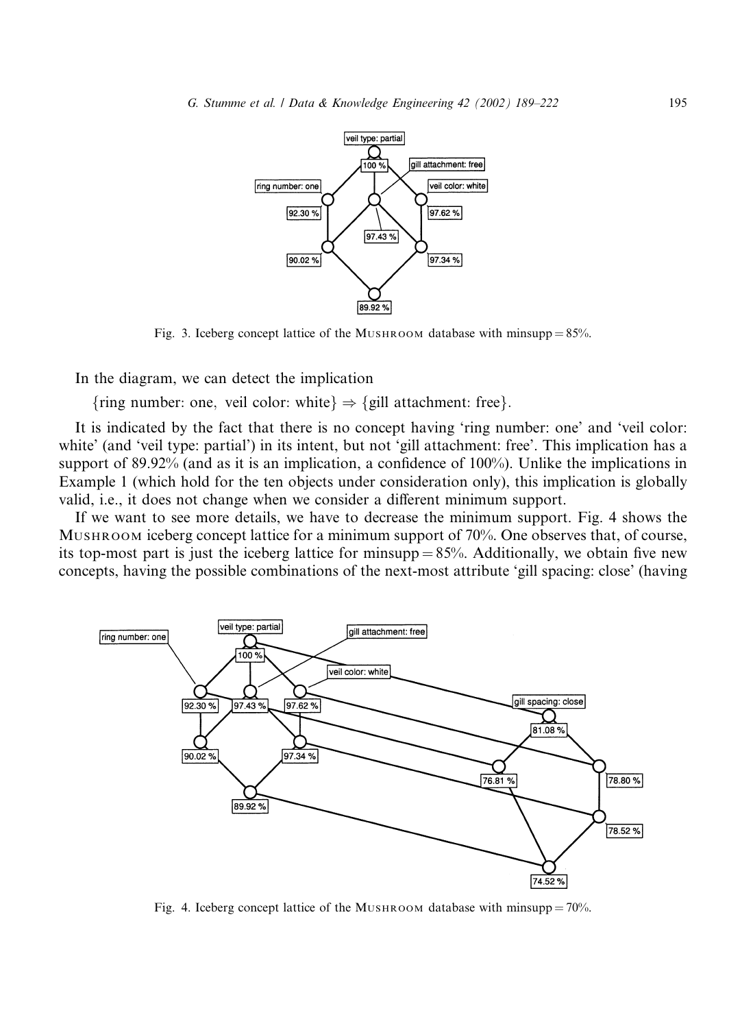Fig. 3. Iceberg concept lattice of the MUSHROOM database with minsupp = 85%.

In the diagram, we can detect the implication

{ring number: one, veil color: white} ⇒ {gill attachment: free}.

It is indicated by the fact that there is no concept having 'ring number: one' and 'veil color: white' (and 'veil type: partial') in its intent, but not 'gill attachment: free'. This implication has a support of 89.92% (and as it is an implication, a confidence of 100%). Unlike the implications in Example 1 (which hold for the ten objects under consideration only), this implication is globally valid, i.e., it does not change when we consider a different minimum support.

If we want to see more details, we have to decrease the minimum support. Fig. 4 shows the MUSHROOM iceberg concept lattice for a minimum support of 70%. One observes that, of course, its top-most part is just the iceberg lattice for minsupp = 85%. Additionally, we obtain five new concepts, having the possible combinations of the next-most attribute 'gill spacing: close' (having

Fig. 4. Iceberg concept lattice of the MUSHROOM database with minsupp = 70%.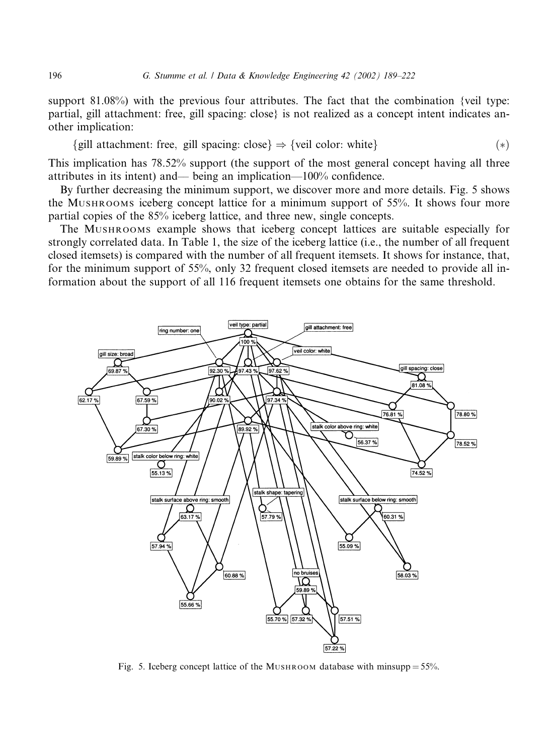support 81.08%) with the previous four attributes. The fact that the combination {veil type: partial, gill attachment: free, gill spacing: close} is not realized as a concept intent indicates another implication:

$$\{\text{gill attachment: free, gill spacing: close}\} \Rightarrow \{\text{veil color: white}\} \qquad (*)$$

This implication has 78.52% support (the support of the most general concept having all three attributes in its intent) and— being an implication—100% confidence.

By further decreasing the minimum support, we discover more and more details. Fig. 5 shows the Mushrooms iceberg concept lattice for a minimum support of 55%. It shows four more partial copies of the 85% iceberg lattice, and three new, single concepts.

The Mushrooms example shows that iceberg concept lattices are suitable especially for strongly correlated data. In Table 1, the size of the iceberg lattice (i.e., the number of all frequent closed itemsets) is compared with the number of all frequent itemsets. It shows for instance, that, for the minimum support of 55%, only 32 frequent closed itemsets are needed to provide all information about the support of all 116 frequent itemsets one obtains for the same threshold.

Fig. 5. Iceberg concept lattice of the Mushroom database with minsupp = 55%.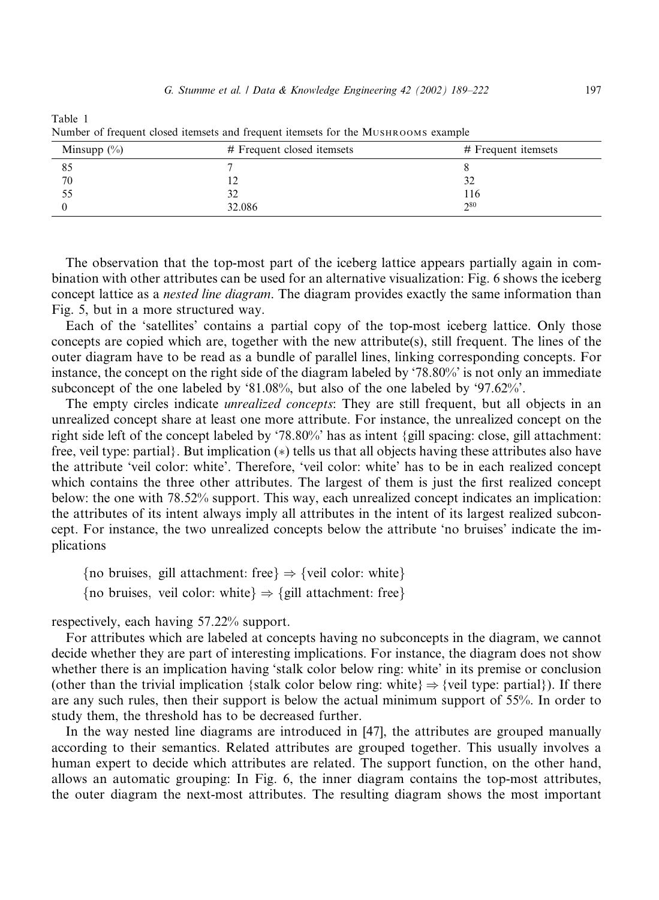Table 1
Number of frequent closed itemsets and frequent itemsets for the MUSHROOMS example

| Minsupp (%) | # Frequent closed itemsets | # Frequent itemsets |
|---|---|---|
| 85 | 7 | 8 |
| 70 | 12 | 32 |
| 55 | 32 | 116 |
| 0 | 32.086 | $2^{80}$ |

The observation that the top-most part of the iceberg lattice appears partially again in combination with other attributes can be used for an alternative visualization: Fig. 6 shows the iceberg concept lattice as a *nested line diagram*. The diagram provides exactly the same information than Fig. 5, but in a more structured way.

Each of the 'satellites' contains a partial copy of the top-most iceberg lattice. Only those concepts are copied which are, together with the new attribute(s), still frequent. The lines of the outer diagram have to be read as a bundle of parallel lines, linking corresponding concepts. For instance, the concept on the right side of the diagram labeled by '78.80%' is not only an immediate subconcept of the one labeled by '81.08%, but also of the one labeled by '97.62%'.

The empty circles indicate *unrealized concepts*: They are still frequent, but all objects in an unrealized concept share at least one more attribute. For instance, the unrealized concept on the right side left of the concept labeled by '78.80%' has as intent {gill spacing: close, gill attachment: free, veil type: partial}. But implication (∗) tells us that all objects having these attributes also have the attribute 'veil color: white'. Therefore, 'veil color: white' has to be in each realized concept which contains the three other attributes. The largest of them is just the first realized concept below: the one with 78.52% support. This way, each unrealized concept indicates an implication: the attributes of its intent always imply all attributes in the intent of its largest realized subconcept. For instance, the two unrealized concepts below the attribute 'no bruises' indicate the implications

$$\{\text{no bruises, gill attachment: free}\} \Rightarrow \{\text{veil color: white}\}$$
$$\{\text{no bruises, veil color: white}\} \Rightarrow \{\text{gill attachment: free}\}$$

respectively, each having 57.22% support.

For attributes which are labeled at concepts having no subconcepts in the diagram, we cannot decide whether they are part of interesting implications. For instance, the diagram does not show whether there is an implication having 'stalk color below ring: white' in its premise or conclusion (other than the trivial implication {stalk color below ring: white} ⇒ {veil type: partial}). If there are any such rules, then their support is below the actual minimum support of 55%. In order to study them, the threshold has to be decreased further.

In the way nested line diagrams are introduced in [47], the attributes are grouped manually according to their semantics. Related attributes are grouped together. This usually involves a human expert to decide which attributes are related. The support function, on the other hand, allows an automatic grouping: In Fig. 6, the inner diagram contains the top-most attributes, the outer diagram the next-most attributes. The resulting diagram shows the most important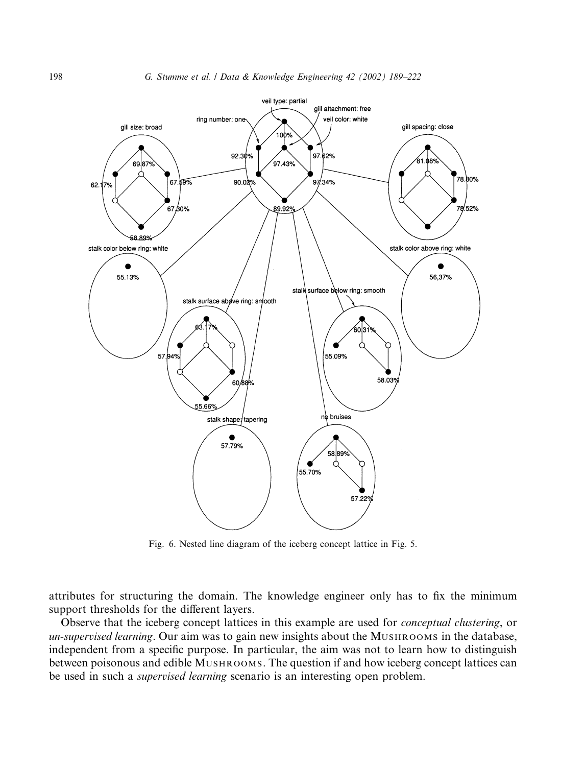Fig. 6. Nested line diagram of the iceberg concept lattice in Fig. 5.

attributes for structuring the domain. The knowledge engineer only has to fix the minimum support thresholds for the different layers.

Observe that the iceberg concept lattices in this example are used for *conceptual clustering*, or *un-supervised learning*. Our aim was to gain new insights about the MUSHROOMS in the database, independent from a specific purpose. In particular, the aim was not to learn how to distinguish between poisonous and edible MUSHROOMS. The question if and how iceberg concept lattices can be used in such a *supervised learning* scenario is an interesting open problem.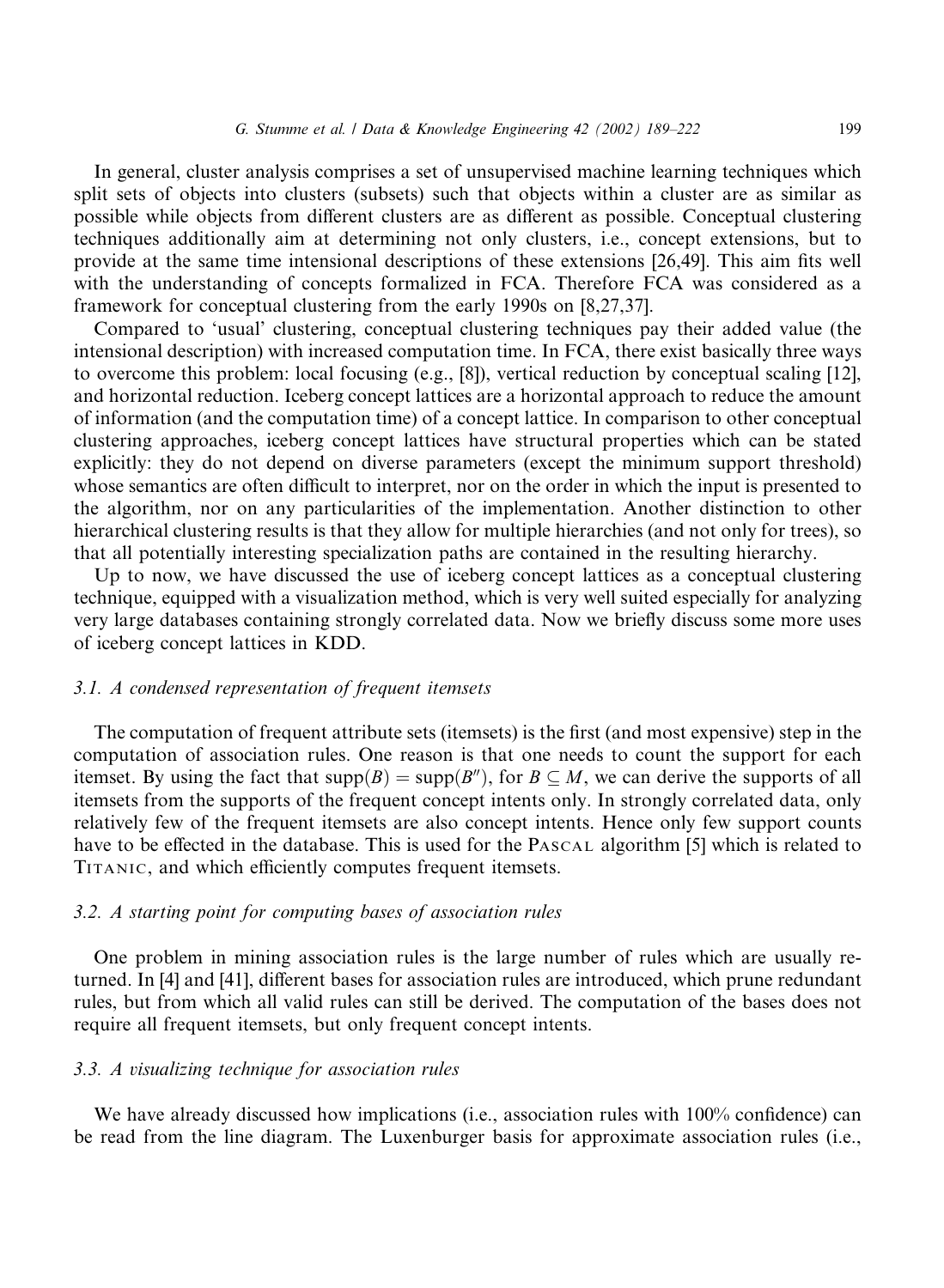In general, cluster analysis comprises a set of unsupervised machine learning techniques which split sets of objects into clusters (subsets) such that objects within a cluster are as similar as possible while objects from different clusters are as different as possible. Conceptual clustering techniques additionally aim at determining not only clusters, i.e., concept extensions, but to provide at the same time intensional descriptions of these extensions [26,49]. This aim fits well with the understanding of concepts formalized in FCA. Therefore FCA was considered as a framework for conceptual clustering from the early 1990s on [8,27,37].

Compared to 'usual' clustering, conceptual clustering techniques pay their added value (the intensional description) with increased computation time. In FCA, there exist basically three ways to overcome this problem: local focusing (e.g., [8]), vertical reduction by conceptual scaling [12], and horizontal reduction. Iceberg concept lattices are a horizontal approach to reduce the amount of information (and the computation time) of a concept lattice. In comparison to other conceptual clustering approaches, iceberg concept lattices have structural properties which can be stated explicitly: they do not depend on diverse parameters (except the minimum support threshold) whose semantics are often difficult to interpret, nor on the order in which the input is presented to the algorithm, nor on any particularities of the implementation. Another distinction to other hierarchical clustering results is that they allow for multiple hierarchies (and not only for trees), so that all potentially interesting specialization paths are contained in the resulting hierarchy.

Up to now, we have discussed the use of iceberg concept lattices as a conceptual clustering technique, equipped with a visualization method, which is very well suited especially for analyzing very large databases containing strongly correlated data. Now we briefly discuss some more uses of iceberg concept lattices in KDD.

### 3.1. A condensed representation of frequent itemsets

The computation of frequent attribute sets (itemsets) is the first (and most expensive) step in the computation of association rules. One reason is that one needs to count the support for each itemset. By using the fact that $\text{supp}(B) = \text{supp}(B'')$, for $B \subseteq M$, we can derive the supports of all itemsets from the supports of the frequent concept intents only. In strongly correlated data, only relatively few of the frequent itemsets are also concept intents. Hence only few support counts have to be effected in the database. This is used for the Pascal algorithm [5] which is related to Titanic, and which efficiently computes frequent itemsets.

### 3.2. A starting point for computing bases of association rules

One problem in mining association rules is the large number of rules which are usually returned. In [4] and [41], different bases for association rules are introduced, which prune redundant rules, but from which all valid rules can still be derived. The computation of the bases does not require all frequent itemsets, but only frequent concept intents.

### 3.3. A visualizing technique for association rules

We have already discussed how implications (i.e., association rules with 100% confidence) can be read from the line diagram. The Luxenburger basis for approximate association rules (i.e.,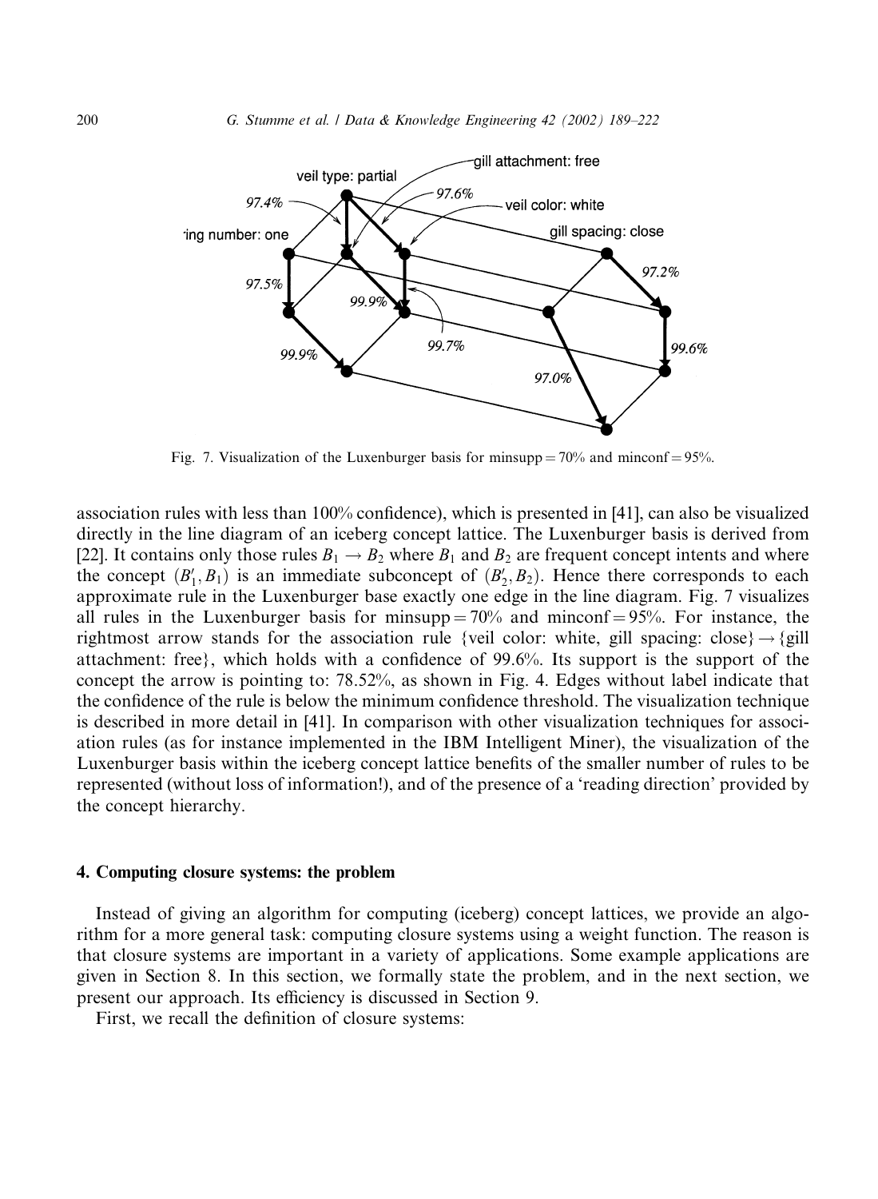Fig. 7. Visualization of the Luxenburger basis for minsupp = 70% and minconf = 95%.

association rules with less than 100% confidence), which is presented in [41], can also be visualized directly in the line diagram of an iceberg concept lattice. The Luxenburger basis is derived from [22]. It contains only those rules $B_1 \to B_2$ where $B_1$ and $B_2$ are frequent concept intents and where the concept $(B_1', B_1)$ is an immediate subconcept of $(B_2', B_2)$. Hence there corresponds to each approximate rule in the Luxenburger base exactly one edge in the line diagram. Fig. 7 visualizes all rules in the Luxenburger basis for minsupp = 70% and minconf = 95%. For instance, the rightmost arrow stands for the association rule {veil color: white, gill spacing: close} → {gill attachment: free}, which holds with a confidence of 99.6%. Its support is the support of the concept the arrow is pointing to: 78.52%, as shown in Fig. 4. Edges without label indicate that the confidence of the rule is below the minimum confidence threshold. The visualization technique is described in more detail in [41]. In comparison with other visualization techniques for association rules (as for instance implemented in the IBM Intelligent Miner), the visualization of the Luxenburger basis within the iceberg concept lattice benefits of the smaller number of rules to be represented (without loss of information!), and of the presence of a 'reading direction' provided by the concept hierarchy.

## 4. Computing closure systems: the problem

Instead of giving an algorithm for computing (iceberg) concept lattices, we provide an algorithm for a more general task: computing closure systems using a weight function. The reason is that closure systems are important in a variety of applications. Some example applications are given in Section 8. In this section, we formally state the problem, and in the next section, we present our approach. Its efficiency is discussed in Section 9.

First, we recall the definition of closure systems: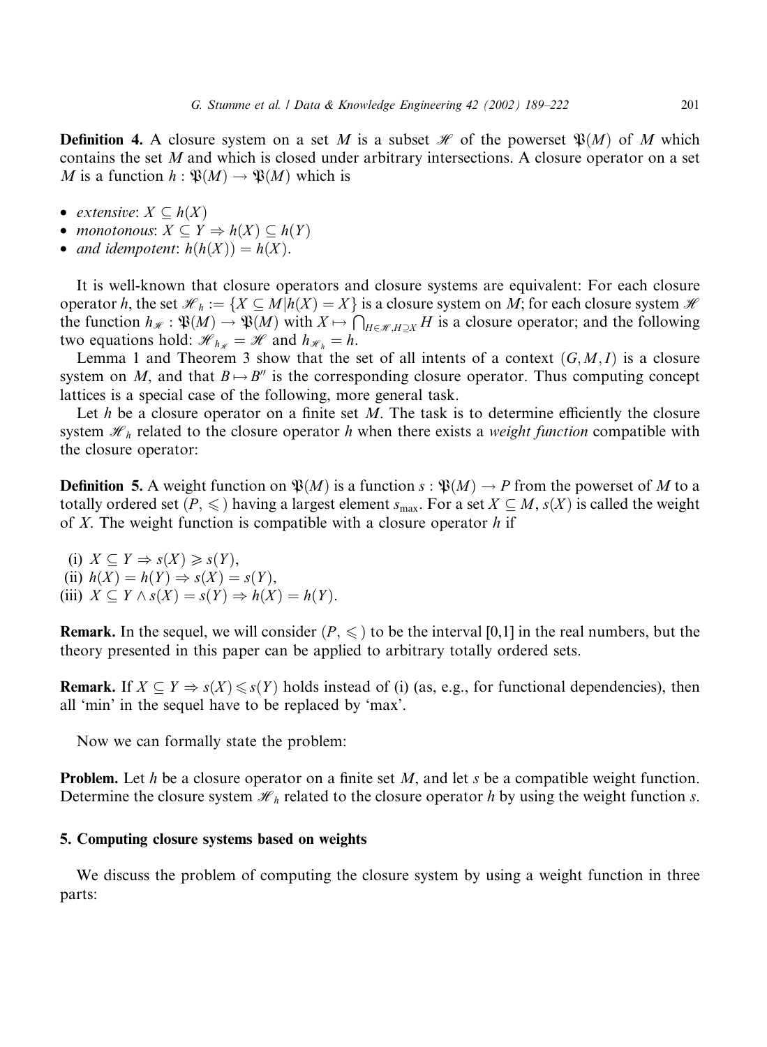**Definition 4.** A closure system on a set $M$ is a subset $\mathscr{H}$ of the powerset $\mathfrak{P}(M)$ of $M$ which contains the set $M$ and which is closed under arbitrary intersections. A closure operator on a set $M$ is a function $h : \mathfrak{P}(M) \to \mathfrak{P}(M)$ which is

- *extensive*: $X \subseteq h(X)$
- *monotonous*: $X \subseteq Y \Rightarrow h(X) \subseteq h(Y)$
- *and idempotent*: $h(h(X)) = h(X)$.

It is well-known that closure operators and closure systems are equivalent: For each closure operator $h$, the set $\mathscr{H}_h := \{X \subseteq M | h(X) = X\}$ is a closure system on $M$; for each closure system $\mathscr{H}$ the function $h_{\mathscr{H}} : \mathfrak{P}(M) \to \mathfrak{P}(M)$ with $X \mapsto \bigcap_{H \in \mathscr{H}, H \supseteq X} H$ is a closure operator; and the following two equations hold: $\mathscr{H}_{h_{\mathscr{H}}} = \mathscr{H}$ and $h_{\mathscr{H}_h} = h$.

Lemma 1 and Theorem 3 show that the set of all intents of a context $(G, M, I)$ is a closure system on $M$, and that $B \mapsto B''$ is the corresponding closure operator. Thus computing concept lattices is a special case of the following, more general task.

Let $h$ be a closure operator on a finite set $M$. The task is to determine efficiently the closure system $\mathscr{H}_h$ related to the closure operator $h$ when there exists a *weight function* compatible with the closure operator:

**Definition 5.** A weight function on $\mathfrak{P}(M)$ is a function $s : \mathfrak{P}(M) \to P$ from the powerset of $M$ to a totally ordered set $(P, \leqslant)$ having a largest element $s_{\max}$. For a set $X \subseteq M$, $s(X)$ is called the weight of $X$. The weight function is compatible with a closure operator $h$ if

(i) $X \subseteq Y \Rightarrow s(X) \geqslant s(Y)$,
(ii) $h(X) = h(Y) \Rightarrow s(X) = s(Y)$,
(iii) $X \subseteq Y \wedge s(X) = s(Y) \Rightarrow h(X) = h(Y)$.

**Remark.** In the sequel, we will consider $(P, \leqslant)$ to be the interval [0,1] in the real numbers, but the theory presented in this paper can be applied to arbitrary totally ordered sets.

**Remark.** If $X \subseteq Y \Rightarrow s(X) \leqslant s(Y)$ holds instead of (i) (as, e.g., for functional dependencies), then all 'min' in the sequel have to be replaced by 'max'.

Now we can formally state the problem:

**Problem.** Let $h$ be a closure operator on a finite set $M$, and let $s$ be a compatible weight function. Determine the closure system $\mathscr{H}_h$ related to the closure operator $h$ by using the weight function $s$.

## 5. Computing closure systems based on weights

We discuss the problem of computing the closure system by using a weight function in three parts: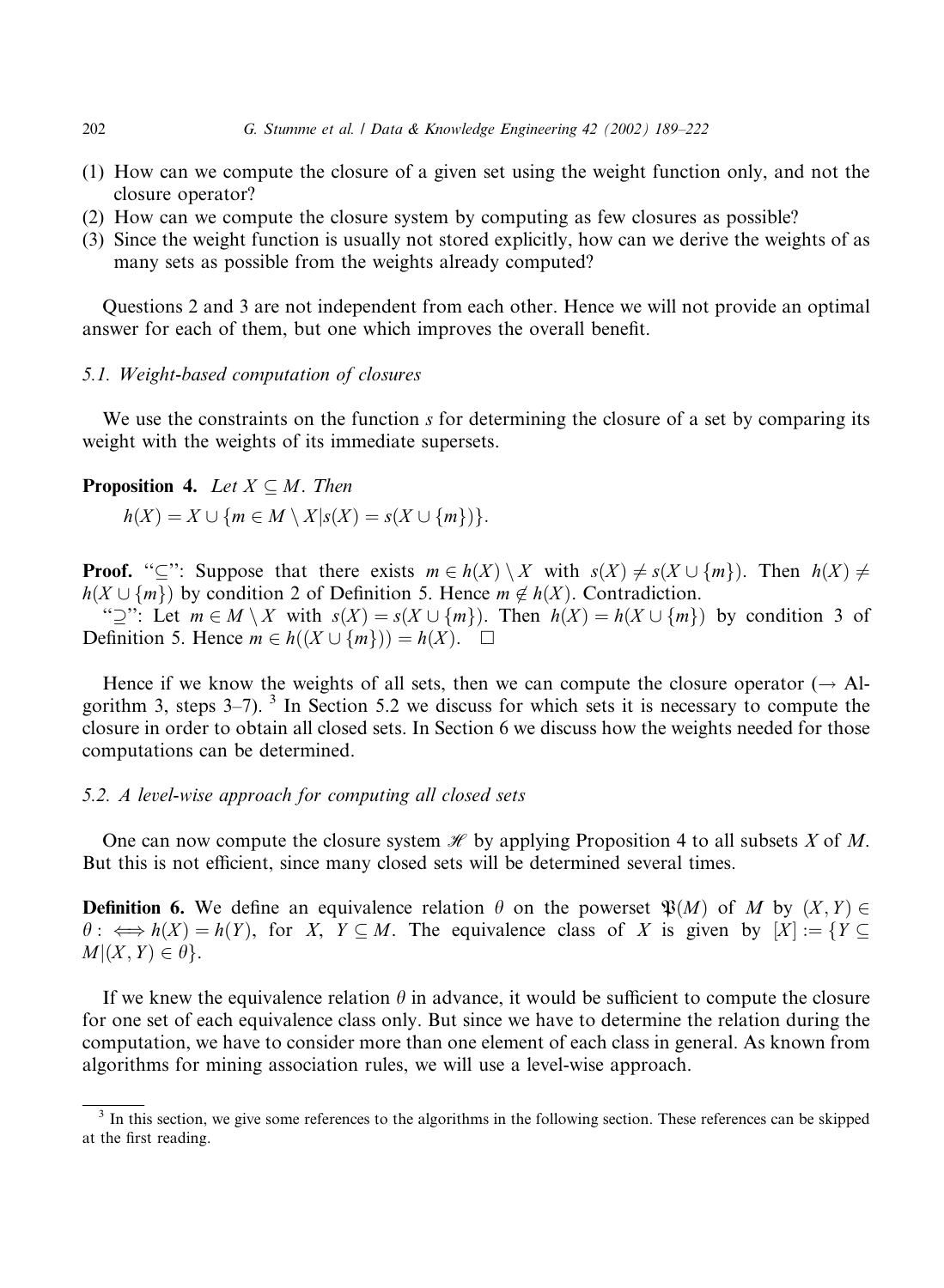(1) How can we compute the closure of a given set using the weight function only, and not the closure operator?
(2) How can we compute the closure system by computing as few closures as possible?
(3) Since the weight function is usually not stored explicitly, how can we derive the weights of as many sets as possible from the weights already computed?

Questions 2 and 3 are not independent from each other. Hence we will not provide an optimal answer for each of them, but one which improves the overall benefit.

### 5.1. Weight-based computation of closures

We use the constraints on the function $s$ for determining the closure of a set by comparing its weight with the weights of its immediate supersets.

**Proposition 4.** *Let $X \subseteq M$. Then*

$$h(X) = X \cup \{m \in M \setminus X | s(X) = s(X \cup \{m\})\}.$$

**Proof.** "$\subseteq$": Suppose that there exists $m \in h(X) \setminus X$ with $s(X) \neq s(X \cup \{m\})$. Then $h(X) \neq h(X \cup \{m\})$ by condition 2 of Definition 5. Hence $m \notin h(X)$. Contradiction.

"$\supseteq$": Let $m \in M \setminus X$ with $s(X) = s(X \cup \{m\})$. Then $h(X) = h(X \cup \{m\})$ by condition 3 of Definition 5. Hence $m \in h((X \cup \{m\})) = h(X)$. $\square$

Hence if we know the weights of all sets, then we can compute the closure operator ($\rightarrow$ Algorithm 3, steps 3–7). [3] In Section 5.2 we discuss for which sets it is necessary to compute the closure in order to obtain all closed sets. In Section 6 we discuss how the weights needed for those computations can be determined.

### 5.2. A level-wise approach for computing all closed sets

One can now compute the closure system $\mathscr{H}$ by applying Proposition 4 to all subsets $X$ of $M$. But this is not efficient, since many closed sets will be determined several times.

**Definition 6.** We define an equivalence relation $\theta$ on the powerset $\mathfrak{P}(M)$ of $M$ by $(X, Y) \in \theta :\iff h(X) = h(Y)$, for $X, Y \subseteq M$. The equivalence class of $X$ is given by $[X] := \{Y \subseteq M | (X, Y) \in \theta\}$.

If we knew the equivalence relation $\theta$ in advance, it would be sufficient to compute the closure for one set of each equivalence class only. But since we have to determine the relation during the computation, we have to consider more than one element of each class in general. As known from algorithms for mining association rules, we will use a level-wise approach.

[3] In this section, we give some references to the algorithms in the following section. These references can be skipped at the first reading.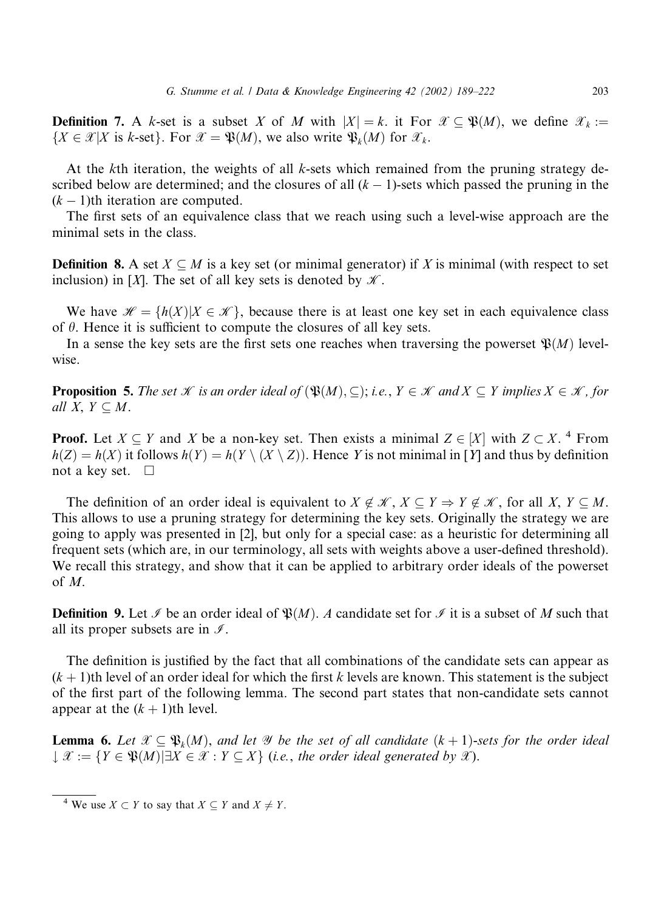**Definition 7.** A $k$-set is a subset $X$ of $M$ with $|X| = k$. it For $\mathscr{X} \subseteq \mathfrak{P}(M)$, we define $\mathscr{X}_k := \{X \in \mathscr{X} | X \text{ is } k\text{-set}\}$. For $\mathscr{X} = \mathfrak{P}(M)$, we also write $\mathfrak{P}_k(M)$ for $\mathscr{X}_k$.

At the $k$th iteration, the weights of all $k$-sets which remained from the pruning strategy described below are determined; and the closures of all $(k-1)$-sets which passed the pruning in the $(k-1)$th iteration are computed.

The first sets of an equivalence class that we reach using such a level-wise approach are the minimal sets in the class.

**Definition 8.** A set $X \subseteq M$ is a key set (or minimal generator) if $X$ is minimal (with respect to set inclusion) in $[X]$. The set of all key sets is denoted by $\mathscr{K}$.

We have $\mathscr{H} = \{h(X) | X \in \mathscr{K}\}$, because there is at least one key set in each equivalence class of $\theta$. Hence it is sufficient to compute the closures of all key sets.

In a sense the key sets are the first sets one reaches when traversing the powerset $\mathfrak{P}(M)$ level-wise.

**Proposition 5.** *The set $\mathscr{K}$ is an order ideal of $(\mathfrak{P}(M), \subseteq)$; i.e., $Y \in \mathscr{K}$ and $X \subseteq Y$ implies $X \in \mathscr{K}$, for all $X$, $Y \subseteq M$.*

**Proof.** Let $X \subseteq Y$ and $X$ be a non-key set. Then exists a minimal $Z \in [X]$ with $Z \subset X$. [4] From $h(Z) = h(X)$ it follows $h(Y) = h(Y \setminus (X \setminus Z))$. Hence $Y$ is not minimal in $[Y]$ and thus by definition not a key set. $\square$

The definition of an order ideal is equivalent to $X \notin \mathscr{K}$, $X \subseteq Y \Rightarrow Y \notin \mathscr{K}$, for all $X$, $Y \subseteq M$. This allows to use a pruning strategy for determining the key sets. Originally the strategy we are going to apply was presented in [2], but only for a special case: as a heuristic for determining all frequent sets (which are, in our terminology, all sets with weights above a user-defined threshold). We recall this strategy, and show that it can be applied to arbitrary order ideals of the powerset of $M$.

**Definition 9.** Let $\mathscr{I}$ be an order ideal of $\mathfrak{P}(M)$. *A* candidate set for $\mathscr{I}$ it is a subset of $M$ such that all its proper subsets are in $\mathscr{I}$.

The definition is justified by the fact that all combinations of the candidate sets can appear as $(k+1)$th level of an order ideal for which the first $k$ levels are known. This statement is the subject of the first part of the following lemma. The second part states that non-candidate sets cannot appear at the $(k+1)$th level.

**Lemma 6.** *Let $\mathscr{X} \subseteq \mathfrak{P}_k(M)$, and let $\mathscr{Y}$ be the set of all candidate $(k+1)$-sets for the order ideal $\downarrow \mathscr{X} := \{Y \in \mathfrak{P}(M) | \exists X \in \mathscr{X} : Y \subseteq X\}$ (i.e., the order ideal generated by $\mathscr{X}$).*

---

[4] We use $X \subset Y$ to say that $X \subseteq Y$ and $X \neq Y$.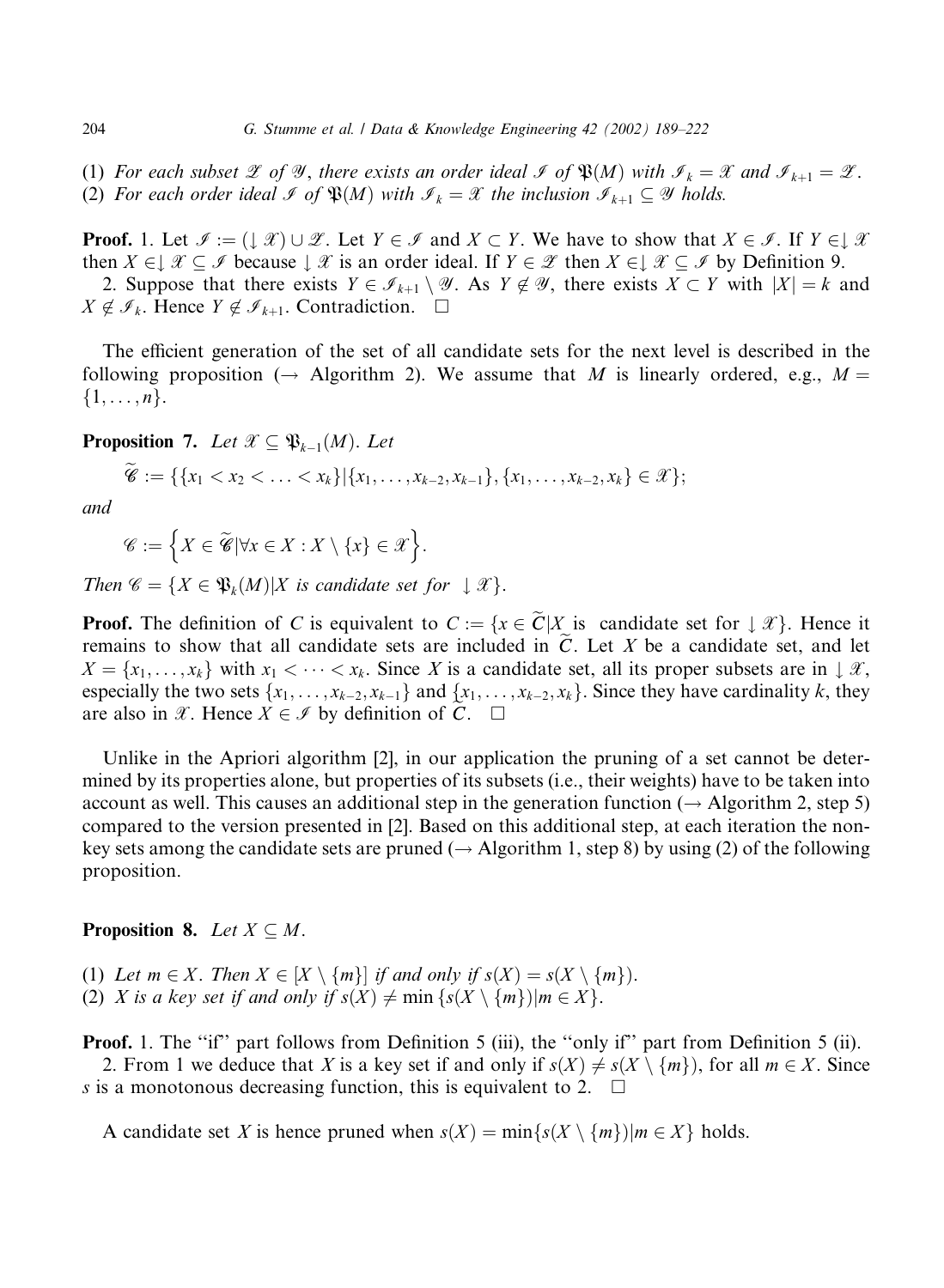(1) *For each subset* $\mathscr{Z}$ *of* $\mathscr{Y}$, *there exists an order ideal* $\mathscr{I}$ *of* $\mathfrak{P}(M)$ *with* $\mathscr{I}_k = \mathscr{X}$ *and* $\mathscr{I}_{k+1} = \mathscr{Z}$.
(2) *For each order ideal* $\mathscr{I}$ *of* $\mathfrak{P}(M)$ *with* $\mathscr{I}_k = \mathscr{X}$ *the inclusion* $\mathscr{I}_{k+1} \subseteq \mathscr{Y}$ *holds.*

**Proof.** 1. Let $\mathscr{I} := (\downarrow \mathscr{X}) \cup \mathscr{Z}$. Let $Y \in \mathscr{I}$ and $X \subset Y$. We have to show that $X \in \mathscr{I}$. If $Y \in \downarrow \mathscr{X}$ then $X \in \downarrow \mathscr{X} \subseteq \mathscr{I}$ because $\downarrow \mathscr{X}$ is an order ideal. If $Y \in \mathscr{Z}$ then $X \in \downarrow \mathscr{X} \subseteq \mathscr{I}$ by Definition 9.

2. Suppose that there exists $Y \in \mathscr{I}_{k+1} \setminus \mathscr{Y}$. As $Y \notin \mathscr{Y}$, there exists $X \subset Y$ with $|X| = k$ and $X \notin \mathscr{I}_k$. Hence $Y \notin \mathscr{I}_{k+1}$. Contradiction. $\square$

The efficient generation of the set of all candidate sets for the next level is described in the following proposition ($\rightarrow$ Algorithm 2). We assume that $M$ is linearly ordered, e.g., $M = \{1, \ldots, n\}$.

**Proposition 7.** *Let* $\mathscr{X} \subseteq \mathfrak{P}_{k-1}(M)$. *Let*

$$\widetilde{\mathscr{C}} := \{\{x_1 < x_2 < \ldots < x_k\} | \{x_1, \ldots, x_{k-2}, x_{k-1}\}, \{x_1, \ldots, x_{k-2}, x_k\} \in \mathscr{X}\};$$

*and*

$$\mathscr{C} := \left\{ X \in \widetilde{\mathscr{C}} | \forall x \in X : X \setminus \{x\} \in \mathscr{X} \right\}.$$

*Then* $\mathscr{C} = \{X \in \mathfrak{P}_k(M) | X \text{ is candidate set for } \downarrow \mathscr{X}\}$.

**Proof.** The definition of $C$ is equivalent to $C := \{x \in \widetilde{C} | X \text{ is candidate set for } \downarrow \mathscr{X}\}$. Hence it remains to show that all candidate sets are included in $\widetilde{C}$. Let $X$ be a candidate set, and let $X = \{x_1, \ldots, x_k\}$ with $x_1 < \cdots < x_k$. Since $X$ is a candidate set, all its proper subsets are in $\downarrow \mathscr{X}$, especially the two sets $\{x_1, \ldots, x_{k-2}, x_{k-1}\}$ and $\{x_1, \ldots, x_{k-2}, x_k\}$. Since they have cardinality $k$, they are also in $\mathscr{X}$. Hence $X \in \mathscr{I}$ by definition of $C$. $\square$

Unlike in the Apriori algorithm [2], in our application the pruning of a set cannot be determined by its properties alone, but properties of its subsets (i.e., their weights) have to be taken into account as well. This causes an additional step in the generation function ($\rightarrow$ Algorithm 2, step 5) compared to the version presented in [2]. Based on this additional step, at each iteration the non-key sets among the candidate sets are pruned ($\rightarrow$ Algorithm 1, step 8) by using (2) of the following proposition.

**Proposition 8.** *Let* $X \subseteq M$.

(1) *Let* $m \in X$. *Then* $X \in [X \setminus \{m\}]$ *if and only if* $s(X) = s(X \setminus \{m\})$.
(2) $X$ *is a key set if and only if* $s(X) \neq \min \{s(X \setminus \{m\}) | m \in X\}$.

**Proof.** 1. The "if" part follows from Definition 5 (iii), the "only if" part from Definition 5 (ii).

2. From 1 we deduce that $X$ is a key set if and only if $s(X) \neq s(X \setminus \{m\})$, for all $m \in X$. Since $s$ is a monotonous decreasing function, this is equivalent to 2. $\square$

A candidate set $X$ is hence pruned when $s(X) = \min\{s(X \setminus \{m\}) | m \in X\}$ holds.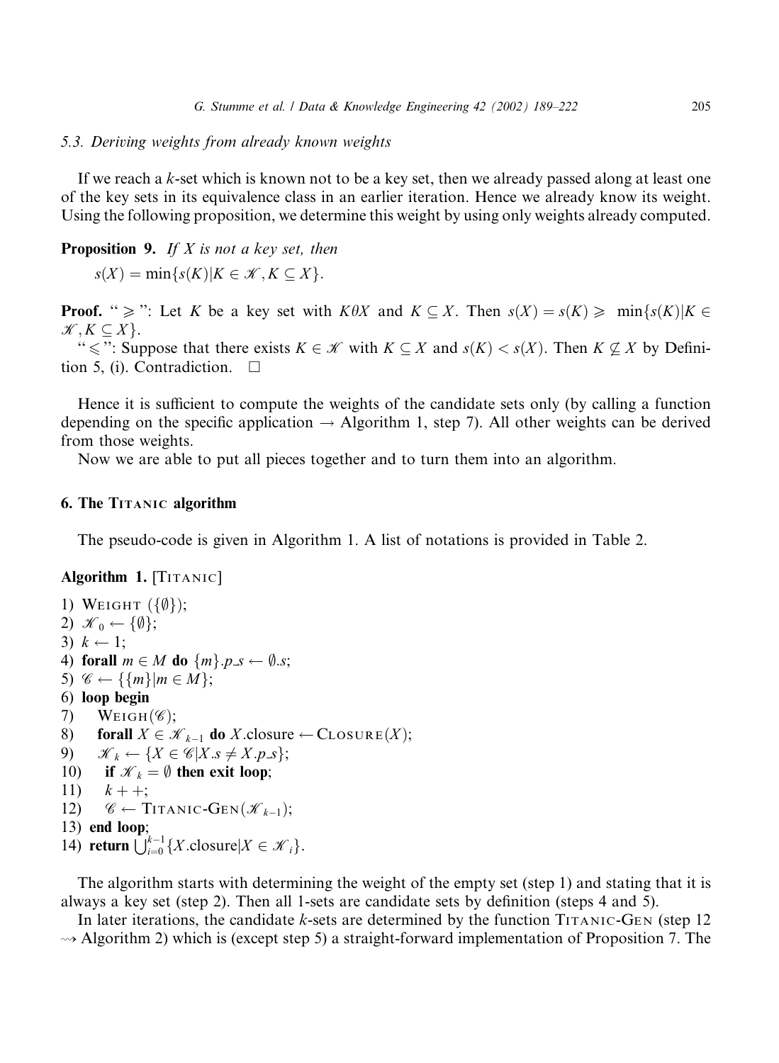### 5.3. Deriving weights from already known weights

If we reach a $k$-set which is known not to be a key set, then we already passed along at least one of the key sets in its equivalence class in an earlier iteration. Hence we already know its weight. Using the following proposition, we determine this weight by using only weights already computed.

**Proposition 9.** *If $X$ is not a key set, then*

$$s(X) = \min\{s(K) | K \in \mathscr{K}, K \subseteq X\}.$$

**Proof.** "$\geqslant$": Let $K$ be a key set with $K\theta X$ and $K \subseteq X$. Then $s(X) = s(K) \geqslant \min\{s(K)|K \in \mathscr{K}, K \subseteq X\}$.

"$\leqslant$": Suppose that there exists $K \in \mathscr{K}$ with $K \subseteq X$ and $s(K) < s(X)$. Then $K \nsubseteq X$ by Definition 5, (i). Contradiction. $\square$

Hence it is sufficient to compute the weights of the candidate sets only (by calling a function depending on the specific application $\rightarrow$ Algorithm 1, step 7). All other weights can be derived from those weights.

Now we are able to put all pieces together and to turn them into an algorithm.

## 6. The Titanic algorithm

The pseudo-code is given in Algorithm 1. A list of notations is provided in Table 2.

**Algorithm 1.** [Titanic]

1) Weight $(\{\emptyset\})$;
2) $\mathscr{K}_0 \leftarrow \{\emptyset\}$;
3) $k \leftarrow 1$;
4) **forall** $m \in M$ **do** $\{m\}.p\_s \leftarrow \emptyset.s$;
5) $\mathscr{C} \leftarrow \{\{m\} | m \in M\}$;
6) **loop begin**
7) Weigh$(\mathscr{C})$;
8) **forall** $X \in \mathscr{K}_{k-1}$ **do** $X$.closure $\leftarrow$ Closure$(X)$;
9) $\mathscr{K}_k \leftarrow \{X \in \mathscr{C} | X.s \neq X.p\_s\}$;
10) **if** $\mathscr{K}_k = \emptyset$ **then exit loop**;
11) $k++$;
12) $\mathscr{C} \leftarrow$ Titanic-Gen$(\mathscr{K}_{k-1})$;
13) **end loop**;
14) **return** $\bigcup_{i=0}^{k-1}\{X.\text{closure} | X \in \mathscr{K}_i\}$.

The algorithm starts with determining the weight of the empty set (step 1) and stating that it is always a key set (step 2). Then all 1-sets are candidate sets by definition (steps 4 and 5).

In later iterations, the candidate $k$-sets are determined by the function Titanic-Gen (step 12 $\rightsquigarrow$ Algorithm 2) which is (except step 5) a straight-forward implementation of Proposition 7. The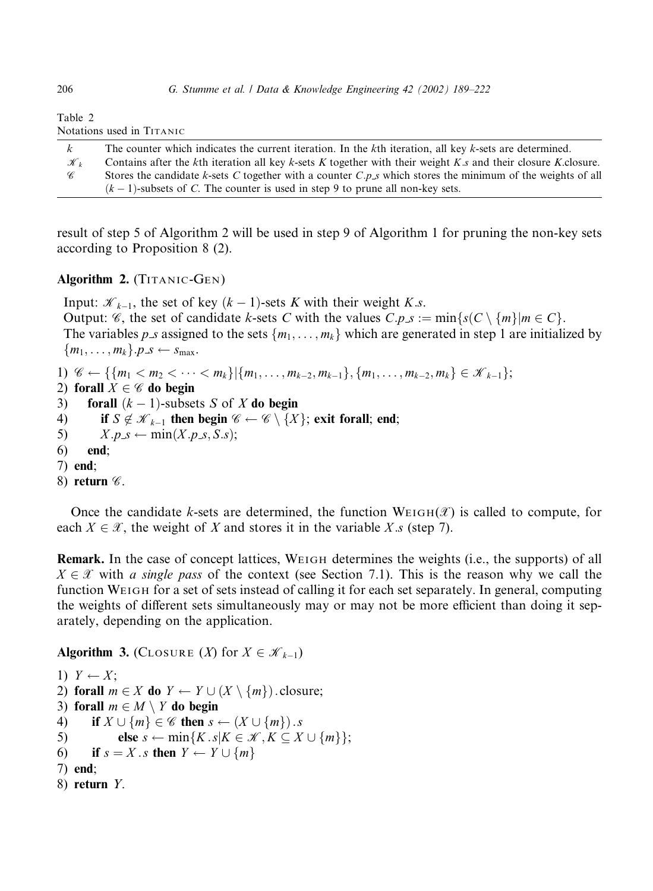Table 2
Notations used in TITANIC

| | |
|---|---|
| $k$ | The counter which indicates the current iteration. In the $k$th iteration, all key $k$-sets are determined. |
| $\mathcal{K}_k$ | Contains after the $k$th iteration all key $k$-sets $K$ together with their weight $K.s$ and their closure $K$.closure. |
| $\mathcal{C}$ | Stores the candidate $k$-sets $C$ together with a counter $C.p\_s$ which stores the minimum of the weights of all $(k-1)$-subsets of $C$. The counter is used in step 9 to prune all non-key sets. |

result of step 5 of Algorithm 2 will be used in step 9 of Algorithm 1 for pruning the non-key sets according to Proposition 8 (2).

**Algorithm 2.** (TITANIC-GEN)

Input: $\mathcal{K}_{k-1}$, the set of key $(k-1)$-sets $K$ with their weight $K.s$.
Output: $\mathcal{C}$, the set of candidate $k$-sets $C$ with the values $C.p\_s := \min\{s(C \setminus \{m\} | m \in C\}$.
The variables $p\_s$ assigned to the sets $\{m_1, \ldots, m_k\}$ which are generated in step 1 are initialized by $\{m_1, \ldots, m_k\}.p\_s \leftarrow s_{\max}$.

1) $\mathcal{C} \leftarrow \{\{m_1 < m_2 < \cdots < m_k\} | \{m_1, \ldots, m_{k-2}, m_{k-1}\}, \{m_1, \ldots, m_{k-2}, m_k\} \in \mathcal{K}_{k-1}\}$;
2) **forall** $X \in \mathcal{C}$ **do begin**
3) **forall** $(k-1)$-subsets $S$ of $X$ **do begin**
4) **if** $S \notin \mathcal{K}_{k-1}$ **then begin** $\mathcal{C} \leftarrow \mathcal{C} \setminus \{X\}$; **exit forall**; **end**;
5) $X.p\_s \leftarrow \min(X.p\_s, S.s)$;
6) **end**;
7) **end**;
8) **return** $\mathcal{C}$.

Once the candidate $k$-sets are determined, the function WEIGH($\mathcal{X}$) is called to compute, for each $X \in \mathcal{X}$, the weight of $X$ and stores it in the variable $X.s$ (step 7).

**Remark.** In the case of concept lattices, WEIGH determines the weights (i.e., the supports) of all $X \in \mathcal{X}$ with *a single pass* of the context (see Section 7.1). This is the reason why we call the function WEIGH for a set of sets instead of calling it for each set separately. In general, computing the weights of different sets simultaneously may or may not be more efficient than doing it separately, depending on the application.

**Algorithm 3.** (CLOSURE ($X$) for $X \in \mathcal{K}_{k-1}$)

1) $Y \leftarrow X$;
2) **forall** $m \in X$ **do** $Y \leftarrow Y \cup (X \setminus \{m\})$.closure;
3) **forall** $m \in M \setminus Y$ **do begin**
4) **if** $X \cup \{m\} \in \mathcal{C}$ **then** $s \leftarrow (X \cup \{m\}).s$
5) **else** $s \leftarrow \min\{K.s | K \in \mathcal{K}, K \subseteq X \cup \{m\}\}$;
6) **if** $s = X.s$ **then** $Y \leftarrow Y \cup \{m\}$
7) **end**;
8) **return** $Y$.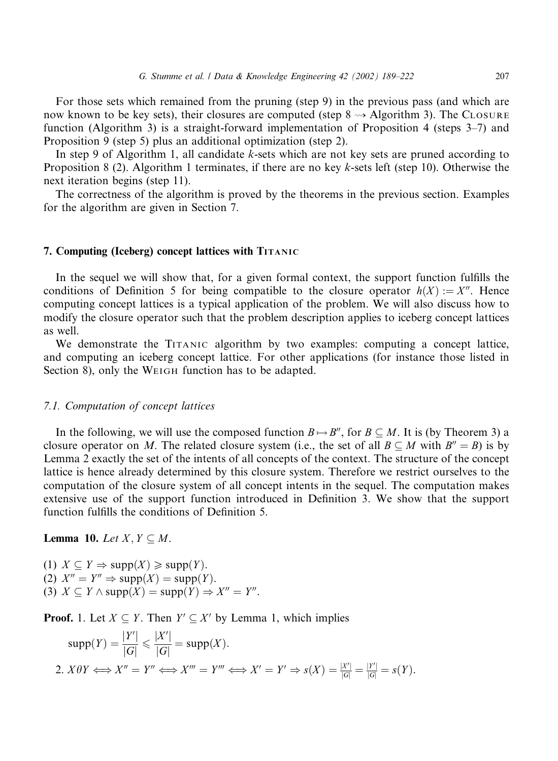For those sets which remained from the pruning (step 9) in the previous pass (and which are now known to be key sets), their closures are computed (step 8 $\rightsquigarrow$ Algorithm 3). The Closure function (Algorithm 3) is a straight-forward implementation of Proposition 4 (steps 3–7) and Proposition 9 (step 5) plus an additional optimization (step 2).

In step 9 of Algorithm 1, all candidate $k$-sets which are not key sets are pruned according to Proposition 8 (2). Algorithm 1 terminates, if there are no key $k$-sets left (step 10). Otherwise the next iteration begins (step 11).

The correctness of the algorithm is proved by the theorems in the previous section. Examples for the algorithm are given in Section 7.

## 7. Computing (Iceberg) concept lattices with Titanic

In the sequel we will show that, for a given formal context, the support function fulfills the conditions of Definition 5 for being compatible to the closure operator $h(X) := X''$. Hence computing concept lattices is a typical application of the problem. We will also discuss how to modify the closure operator such that the problem description applies to iceberg concept lattices as well.

We demonstrate the Titanic algorithm by two examples: computing a concept lattice, and computing an iceberg concept lattice. For other applications (for instance those listed in Section 8), only the Weigh function has to be adapted.

### *7.1. Computation of concept lattices*

In the following, we will use the composed function $B \mapsto B''$, for $B \subseteq M$. It is (by Theorem 3) a closure operator on $M$. The related closure system (i.e., the set of all $B \subseteq M$ with $B'' = B$) is by Lemma 2 exactly the set of the intents of all concepts of the context. The structure of the concept lattice is hence already determined by this closure system. Therefore we restrict ourselves to the computation of the closure system of all concept intents in the sequel. The computation makes extensive use of the support function introduced in Definition 3. We show that the support function fulfills the conditions of Definition 5.

**Lemma 10.** *Let* $X, Y \subseteq M$.

(1) $X \subseteq Y \Rightarrow \text{supp}(X) \geqslant \text{supp}(Y)$.
(2) $X'' = Y'' \Rightarrow \text{supp}(X) = \text{supp}(Y)$.
(3) $X \subseteq Y \wedge \text{supp}(X) = \text{supp}(Y) \Rightarrow X'' = Y''$.

**Proof.** 1. Let $X \subseteq Y$. Then $Y' \subseteq X'$ by Lemma 1, which implies

$$\text{supp}(Y) = \frac{|Y'|}{|G|} \leqslant \frac{|X'|}{|G|} = \text{supp}(X).$$

2. $X \theta Y \iff X'' = Y'' \iff X''' = Y''' \iff X' = Y' \Rightarrow s(X) = \frac{|X'|}{|G|} = \frac{|Y'|}{|G|} = s(Y)$.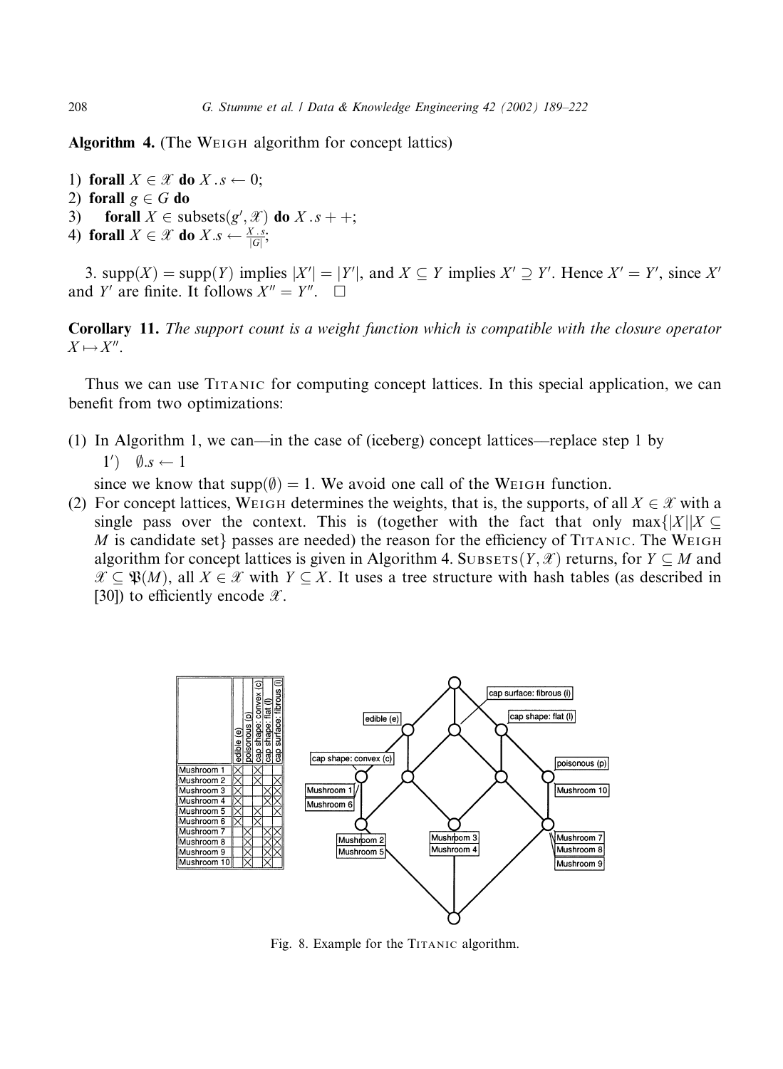**Algorithm 4.** (The Weigh algorithm for concept lattics)

1) **forall** $X \in \mathscr{X}$ **do** $X.s \leftarrow 0$;
2) **forall** $g \in G$ **do**
3) **forall** $X \in \text{subsets}(g', \mathscr{X})$ **do** $X.s++$;
4) **forall** $X \in \mathscr{X}$ **do** $X.s \leftarrow \frac{X.s}{|G|}$;

3. $\text{supp}(X) = \text{supp}(Y)$ implies $|X'| = |Y'|$, and $X \subseteq Y$ implies $X' \supseteq Y'$. Hence $X' = Y'$, since $X'$ and $Y'$ are finite. It follows $X'' = Y''$. $\square$

**Corollary 11.** *The support count is a weight function which is compatible with the closure operator* $X \mapsto X''$.

Thus we can use Titanic for computing concept lattices. In this special application, we can benefit from two optimizations:

(1) In Algorithm 1, we can—in the case of (iceberg) concept lattices—replace step 1 by

$1'$) $\emptyset.s \leftarrow 1$

since we know that $\text{supp}(\emptyset) = 1$. We avoid one call of the Weigh function.

(2) For concept lattices, Weigh determines the weights, that is, the supports, of all $X \in \mathscr{X}$ with a single pass over the context. This is (together with the fact that only $\max\{|X| \mid X \subseteq M \text{ is candidate set}\}$ passes are needed) the reason for the efficiency of Titanic. The Weigh algorithm for concept lattices is given in Algorithm 4. $\text{Subsets}(Y, \mathscr{X})$ returns, for $Y \subseteq M$ and $\mathscr{X} \subseteq \mathfrak{P}(M)$, all $X \in \mathscr{X}$ with $Y \subseteq X$. It uses a tree structure with hash tables (as described in [30]) to efficiently encode $\mathscr{X}$.

| | edible (e) | poisonous (p) | cap shape: convex (c) | cap shape: flat (l) | cap surface: fibrous (i) |
|---|---|---|---|---|---|
| Mushroom 1 | X | | X | | |
| Mushroom 2 | X | | X | | X |
| Mushroom 3 | X | | | X | X |
| Mushroom 4 | X | | | X | X |
| Mushroom 5 | X | | X | | X |
| Mushroom 6 | X | | X | | |
| Mushroom 7 | | X | | X | X |
| Mushroom 8 | | X | | X | X |
| Mushroom 9 | | X | | X | X |
| Mushroom 10 | | X | X | | |

Fig. 8. Example for the Titanic algorithm.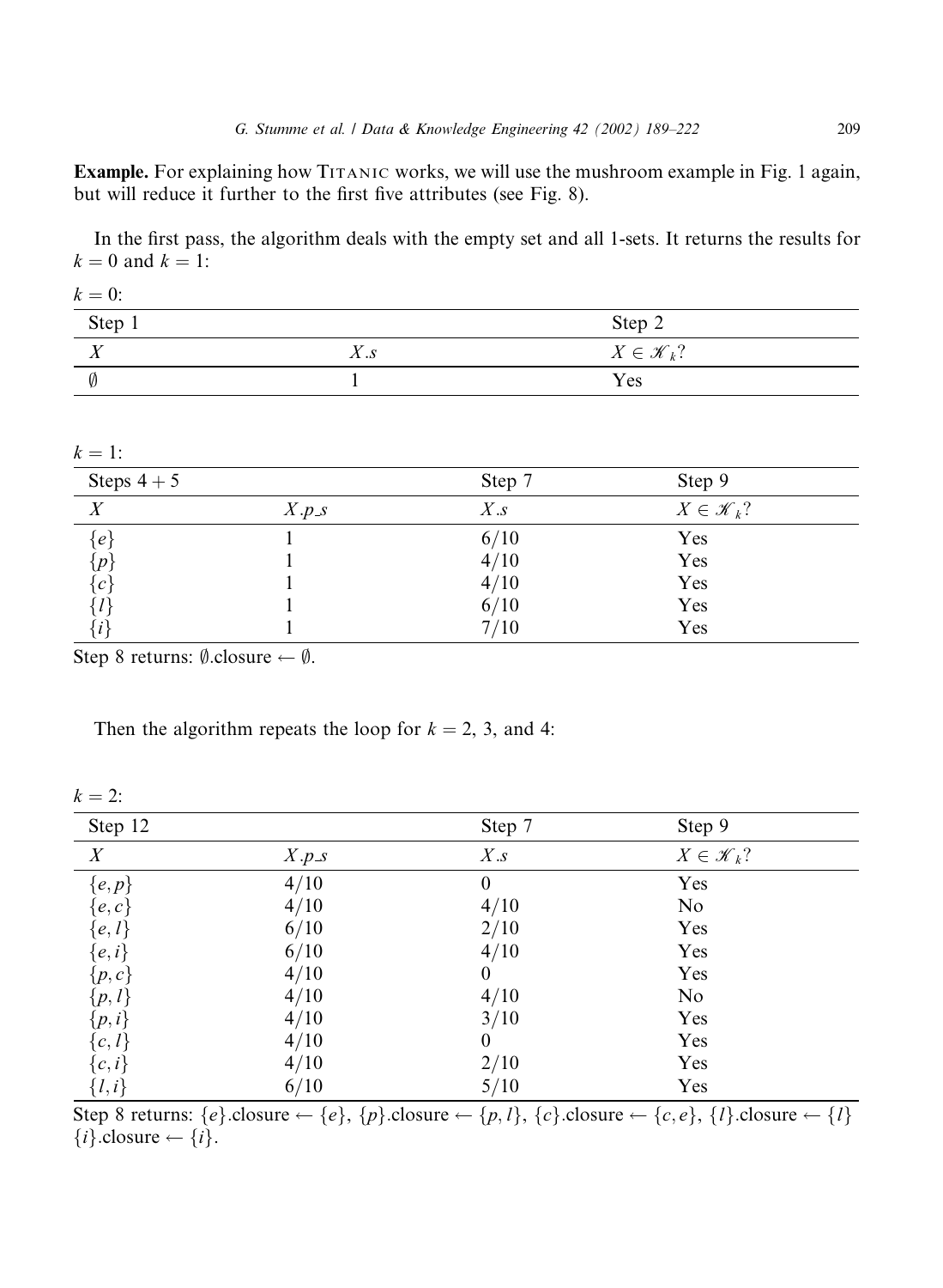**Example.** For explaining how TITANIC works, we will use the mushroom example in Fig. 1 again, but will reduce it further to the first five attributes (see Fig. 8).

In the first pass, the algorithm deals with the empty set and all 1-sets. It returns the results for $k = 0$ and $k = 1$:

$k = 0$:

| Step 1 | | Step 2 |
|---|---|---|
| $X$ | $X.s$ | $X \in \mathscr{K}_k$? |
| $\emptyset$ | 1 | Yes |

$k = 1$:

| Steps 4 + 5 | | Step 7 | Step 9 |
|---|---|---|---|
| $X$ | $X.p\_s$ | $X.s$ | $X \in \mathscr{K}_k$? |
| $\{e\}$ | 1 | 6/10 | Yes |
| $\{p\}$ | 1 | 4/10 | Yes |
| $\{c\}$ | 1 | 4/10 | Yes |
| $\{l\}$ | 1 | 6/10 | Yes |
| $\{i\}$ | 1 | 7/10 | Yes |

Step 8 returns: $\emptyset$.closure $\leftarrow \emptyset$.

Then the algorithm repeats the loop for $k = 2$, 3, and 4:

$k = 2$:

| Step 12 | | Step 7 | Step 9 |
|---|---|---|---|
| $X$ | $X.p\_s$ | $X.s$ | $X \in \mathscr{K}_k$? |
| $\{e, p\}$ | 4/10 | 0 | Yes |
| $\{e, c\}$ | 4/10 | 4/10 | No |
| $\{e, l\}$ | 6/10 | 2/10 | Yes |
| $\{e, i\}$ | 6/10 | 4/10 | Yes |
| $\{p, c\}$ | 4/10 | 0 | Yes |
| $\{p, l\}$ | 4/10 | 4/10 | No |
| $\{p, i\}$ | 4/10 | 3/10 | Yes |
| $\{c, l\}$ | 4/10 | 0 | Yes |
| $\{c, i\}$ | 4/10 | 2/10 | Yes |
| $\{l, i\}$ | 6/10 | 5/10 | Yes |

Step 8 returns: $\{e\}$.closure $\leftarrow \{e\}$, $\{p\}$.closure $\leftarrow \{p, l\}$, $\{c\}$.closure $\leftarrow \{c, e\}$, $\{l\}$.closure $\leftarrow \{l\}$ $\{i\}$.closure $\leftarrow \{i\}$.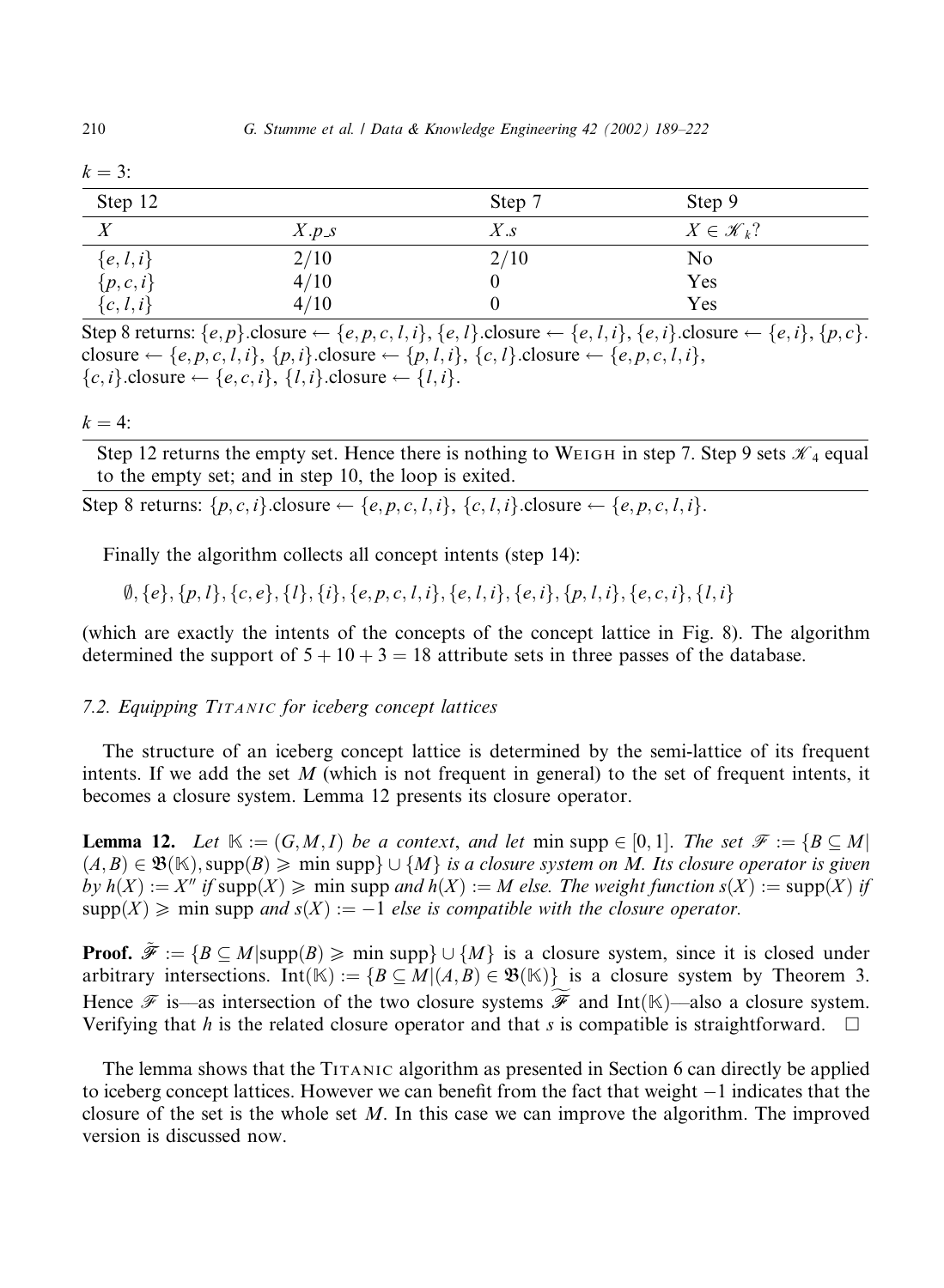$k = 3$:

| Step 12 | | Step 7 | Step 9 |
|---|---|---|---|
| $X$ | $X.p\_s$ | $X.s$ | $X \in \mathscr{K}_k$? |
| $\{e, l, i\}$ | 2/10 | 2/10 | No |
| $\{p, c, i\}$ | 4/10 | 0 | Yes |
| $\{c, l, i\}$ | 4/10 | 0 | Yes |

Step 8 returns: $\{e, p\}$.closure $\leftarrow \{e, p, c, l, i\}$, $\{e, l\}$.closure $\leftarrow \{e, l, i\}$, $\{e, i\}$.closure $\leftarrow \{e, i\}$, $\{p, c\}$.closure $\leftarrow \{e, p, c, l, i\}$, $\{p, i\}$.closure $\leftarrow \{p, l, i\}$, $\{c, l\}$.closure $\leftarrow \{e, p, c, l, i\}$, $\{c, i\}$.closure $\leftarrow \{e, c, i\}$, $\{l, i\}$.closure $\leftarrow \{l, i\}$.

$k = 4$:

Step 12 returns the empty set. Hence there is nothing to WEIGH in step 7. Step 9 sets $\mathscr{K}_4$ equal to the empty set; and in step 10, the loop is exited.

Step 8 returns: $\{p, c, i\}$.closure $\leftarrow \{e, p, c, l, i\}$, $\{c, l, i\}$.closure $\leftarrow \{e, p, c, l, i\}$.

Finally the algorithm collects all concept intents (step 14):

$$\emptyset, \{e\}, \{p, l\}, \{c, e\}, \{l\}, \{i\}, \{e, p, c, l, i\}, \{e, l, i\}, \{e, i\}, \{p, l, i\}, \{e, c, i\}, \{l, i\}$$

(which are exactly the intents of the concepts of the concept lattice in Fig. 8). The algorithm determined the support of $5 + 10 + 3 = 18$ attribute sets in three passes of the database.

### 7.2. Equipping TITANIC for iceberg concept lattices

The structure of an iceberg concept lattice is determined by the semi-lattice of its frequent intents. If we add the set $M$ (which is not frequent in general) to the set of frequent intents, it becomes a closure system. Lemma 12 presents its closure operator.

**Lemma 12.** *Let* $\mathbb{K} := (G, M, I)$ *be a context, and let* $\min\text{supp} \in [0, 1]$. *The set* $\mathscr{F} := \{B \subseteq M | (A, B) \in \mathfrak{B}(\mathbb{K}), \text{supp}(B) \geqslant \min\text{supp}\} \cup \{M\}$ *is a closure system on M. Its closure operator is given by* $h(X) := X''$ *if* $\text{supp}(X) \geqslant \min\text{supp}$ *and* $h(X) := M$ *else. The weight function* $s(X) := \text{supp}(X)$ *if* $\text{supp}(X) \geqslant \min\text{supp}$ *and* $s(X) := -1$ *else is compatible with the closure operator.*

**Proof.** $\tilde{\mathscr{F}} := \{B \subseteq M | \text{supp}(B) \geqslant \min\text{supp}\} \cup \{M\}$ is a closure system, since it is closed under arbitrary intersections. $\text{Int}(\mathbb{K}) := \{B \subseteq M | (A, B) \in \mathfrak{B}(\mathbb{K})\}$ is a closure system by Theorem 3. Hence $\mathscr{F}$ is—as intersection of the two closure systems $\widetilde{\mathscr{F}}$ and $\text{Int}(\mathbb{K})$—also a closure system. Verifying that $h$ is the related closure operator and that $s$ is compatible is straightforward. □

The lemma shows that the TITANIC algorithm as presented in Section 6 can directly be applied to iceberg concept lattices. However we can benefit from the fact that weight $-1$ indicates that the closure of the set is the whole set $M$. In this case we can improve the algorithm. The improved version is discussed now.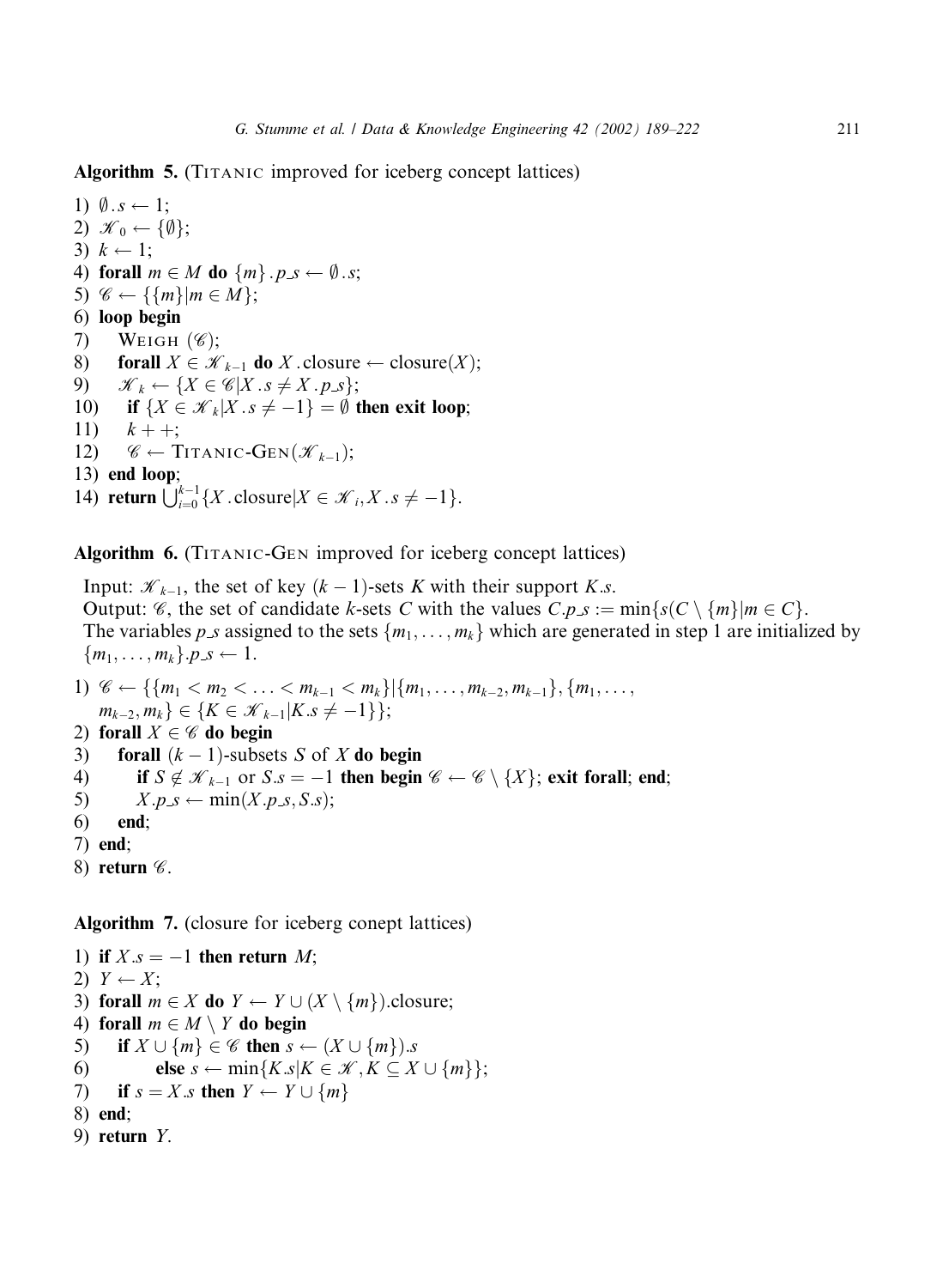**Algorithm 5.** (Titanic improved for iceberg concept lattices)

1) $\emptyset.s \leftarrow 1$;
2) $\mathscr{K}_0 \leftarrow \{\emptyset\}$;
3) $k \leftarrow 1$;
4) **forall** $m \in M$ **do** $\{m\}.p\_s \leftarrow \emptyset.s$;
5) $\mathscr{C} \leftarrow \{\{m\} | m \in M\}$;
6) **loop begin**
7) Weigh ($\mathscr{C}$);
8) **forall** $X \in \mathscr{K}_{k-1}$ **do** $X$.closure $\leftarrow$ closure($X$);
9) $\mathscr{K}_k \leftarrow \{X \in \mathscr{C} | X.s \neq X.p\_s\}$;
10) **if** $\{X \in \mathscr{K}_k | X.s \neq -1\} = \emptyset$ **then exit loop**;
11) $k++$;
12) $\mathscr{C} \leftarrow$ Titanic-Gen($\mathscr{K}_{k-1}$);
13) **end loop**;
14) **return** $\bigcup_{i=0}^{k-1} \{X.\text{closure} | X \in \mathscr{K}_i, X.s \neq -1\}$.

**Algorithm 6.** (Titanic-Gen improved for iceberg concept lattices)

Input: $\mathscr{K}_{k-1}$, the set of key $(k-1)$-sets $K$ with their support $K.s$.
Output: $\mathscr{C}$, the set of candidate $k$-sets $C$ with the values $C.p\_s := \min\{s(C \setminus \{m\} | m \in C\}$.
The variables $p\_s$ assigned to the sets $\{m_1, \ldots, m_k\}$ which are generated in step 1 are initialized by $\{m_1, \ldots, m_k\}.p\_s \leftarrow 1$.

1) $\mathscr{C} \leftarrow \{\{m_1 < m_2 < \ldots < m_{k-1} < m_k\} | \{m_1, \ldots, m_{k-2}, m_{k-1}\}, \{m_1, \ldots, m_{k-2}, m_k\} \in \{K \in \mathscr{K}_{k-1} | K.s \neq -1\}\}$;
2) **forall** $X \in \mathscr{C}$ **do begin**
3) **forall** $(k-1)$-subsets $S$ of $X$ **do begin**
4) **if** $S \notin \mathscr{K}_{k-1}$ or $S.s = -1$ **then begin** $\mathscr{C} \leftarrow \mathscr{C} \setminus \{X\}$; **exit forall**; **end**;
5) $X.p\_s \leftarrow \min(X.p\_s, S.s)$;
6) **end**;
7) **end**;
8) **return** $\mathscr{C}$.

**Algorithm 7.** (closure for iceberg conept lattices)

1) **if** $X.s = -1$ **then return** $M$;
2) $Y \leftarrow X$;
3) **forall** $m \in X$ **do** $Y \leftarrow Y \cup (X \setminus \{m\})$.closure;
4) **forall** $m \in M \setminus Y$ **do begin**
5) **if** $X \cup \{m\} \in \mathscr{C}$ **then** $s \leftarrow (X \cup \{m\}).s$
6) **else** $s \leftarrow \min\{K.s | K \in \mathscr{K}, K \subseteq X \cup \{m\}\}$;
7) **if** $s = X.s$ **then** $Y \leftarrow Y \cup \{m\}$
8) **end**;
9) **return** $Y$.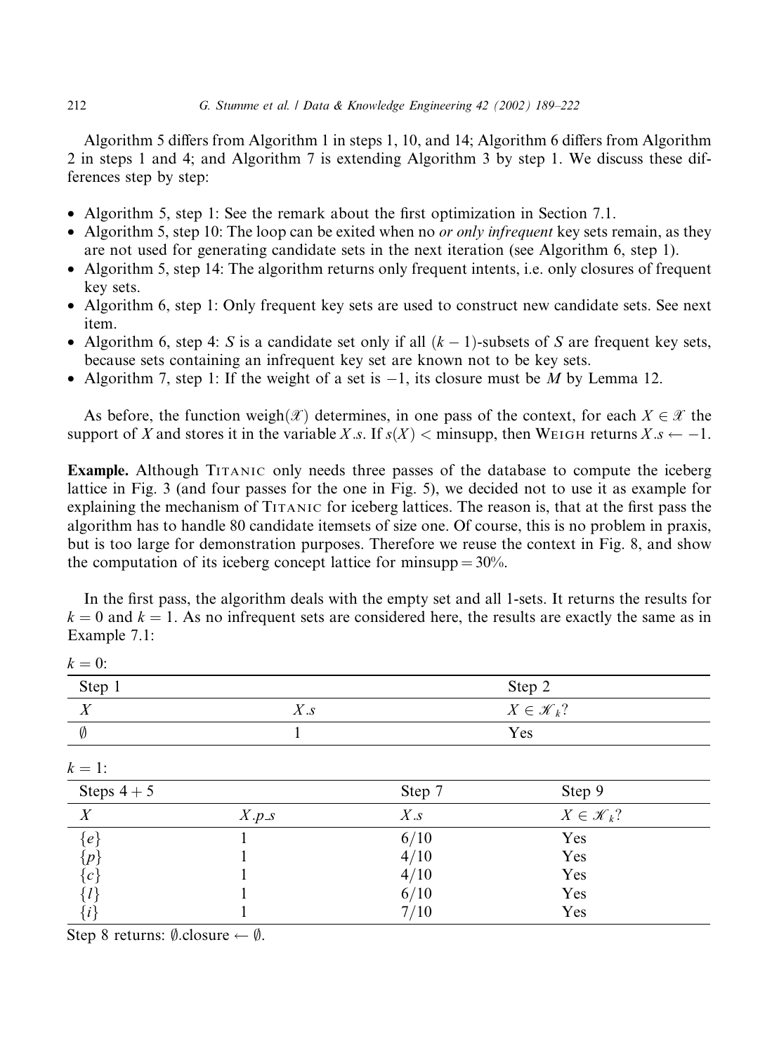Algorithm 5 differs from Algorithm 1 in steps 1, 10, and 14; Algorithm 6 differs from Algorithm 2 in steps 1 and 4; and Algorithm 7 is extending Algorithm 3 by step 1. We discuss these differences step by step:

- Algorithm 5, step 1: See the remark about the first optimization in Section 7.1.
- Algorithm 5, step 10: The loop can be exited when no *or only infrequent* key sets remain, as they are not used for generating candidate sets in the next iteration (see Algorithm 6, step 1).
- Algorithm 5, step 14: The algorithm returns only frequent intents, i.e. only closures of frequent key sets.
- Algorithm 6, step 1: Only frequent key sets are used to construct new candidate sets. See next item.
- Algorithm 6, step 4: $S$ is a candidate set only if all $(k-1)$-subsets of $S$ are frequent key sets, because sets containing an infrequent key set are known not to be key sets.
- Algorithm 7, step 1: If the weight of a set is $-1$, its closure must be $M$ by Lemma 12.

As before, the function weigh($\mathscr{X}$) determines, in one pass of the context, for each $X \in \mathscr{X}$ the support of $X$ and stores it in the variable $X.s$. If $s(X) <$ minsupp, then Weigh returns $X.s \leftarrow -1$.

**Example.** Although Titanic only needs three passes of the database to compute the iceberg lattice in Fig. 3 (and four passes for the one in Fig. 5), we decided not to use it as example for explaining the mechanism of Titanic for iceberg lattices. The reason is, that at the first pass the algorithm has to handle 80 candidate itemsets of size one. Of course, this is no problem in praxis, but is too large for demonstration purposes. Therefore we reuse the context in Fig. 8, and show the computation of its iceberg concept lattice for minsupp = 30%.

In the first pass, the algorithm deals with the empty set and all 1-sets. It returns the results for $k = 0$ and $k = 1$. As no infrequent sets are considered here, the results are exactly the same as in Example 7.1:

$k = 0$:

| Step 1 | | Step 2 |
|---|---|---|
| $X$ | $X.s$ | $X \in \mathscr{K}_k$? |
| $\emptyset$ | 1 | Yes |

$k = 1$:

| Steps 4 + 5 | | Step 7 | Step 9 |
|---|---|---|---|
| $X$ | $X.p\_s$ | $X.s$ | $X \in \mathscr{K}_k$? |
| $\{e\}$ | 1 | 6/10 | Yes |
| $\{p\}$ | 1 | 4/10 | Yes |
| $\{c\}$ | 1 | 4/10 | Yes |
| $\{l\}$ | 1 | 6/10 | Yes |
| $\{i\}$ | 1 | 7/10 | Yes |

Step 8 returns: $\emptyset$.closure $\leftarrow \emptyset$.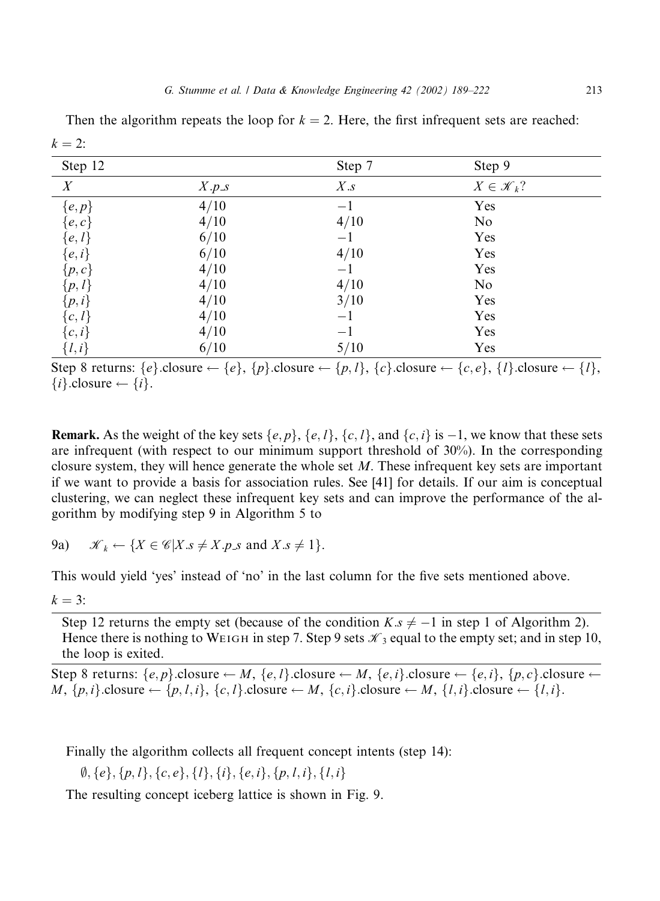Then the algorithm repeats the loop for $k = 2$. Here, the first infrequent sets are reached:

$k = 2$:

| Step 12 | | Step 7 | Step 9 |
|---|---|---|---|
| $X$ | $X.p\_s$ | $X.s$ | $X \in \mathscr{K}_k$? |
| $\{e, p\}$ | 4/10 | −1 | Yes |
| $\{e, c\}$ | 4/10 | 4/10 | No |
| $\{e, l\}$ | 6/10 | −1 | Yes |
| $\{e, i\}$ | 6/10 | 4/10 | Yes |
| $\{p, c\}$ | 4/10 | −1 | Yes |
| $\{p, l\}$ | 4/10 | 4/10 | No |
| $\{p, i\}$ | 4/10 | 3/10 | Yes |
| $\{c, l\}$ | 4/10 | −1 | Yes |
| $\{c, i\}$ | 4/10 | −1 | Yes |
| $\{l, i\}$ | 6/10 | 5/10 | Yes |

Step 8 returns: $\{e\}$.closure $\leftarrow \{e\}$, $\{p\}$.closure $\leftarrow \{p, l\}$, $\{c\}$.closure $\leftarrow \{c, e\}$, $\{l\}$.closure $\leftarrow \{l\}$, $\{i\}$.closure $\leftarrow \{i\}$.

**Remark.** As the weight of the key sets $\{e, p\}$, $\{e, l\}$, $\{c, l\}$, and $\{c, i\}$ is −1, we know that these sets are infrequent (with respect to our minimum support threshold of 30%). In the corresponding closure system, they will hence generate the whole set $M$. These infrequent key sets are important if we want to provide a basis for association rules. See [41] for details. If our aim is conceptual clustering, we can neglect these infrequent key sets and can improve the performance of the algorithm by modifying step 9 in Algorithm 5 to

9a) $\quad \mathscr{K}_k \leftarrow \{X \in \mathscr{C} \mid X.s \neq X.p\_s \text{ and } X.s \neq 1\}$.

This would yield 'yes' instead of 'no' in the last column for the five sets mentioned above.

$k = 3$:

Step 12 returns the empty set (because of the condition $K.s \neq -1$ in step 1 of Algorithm 2). Hence there is nothing to WEIGH in step 7. Step 9 sets $\mathscr{K}_3$ equal to the empty set; and in step 10, the loop is exited.

Step 8 returns: $\{e, p\}$.closure $\leftarrow M$, $\{e, l\}$.closure $\leftarrow M$, $\{e, i\}$.closure $\leftarrow \{e, i\}$, $\{p, c\}$.closure $\leftarrow M$, $\{p, i\}$.closure $\leftarrow \{p, l, i\}$, $\{c, l\}$.closure $\leftarrow M$, $\{c, i\}$.closure $\leftarrow M$, $\{l, i\}$.closure $\leftarrow \{l, i\}$.

Finally the algorithm collects all frequent concept intents (step 14):

$\emptyset, \{e\}, \{p, l\}, \{c, e\}, \{l\}, \{i\}, \{e, i\}, \{p, l, i\}, \{l, i\}$

The resulting concept iceberg lattice is shown in Fig. 9.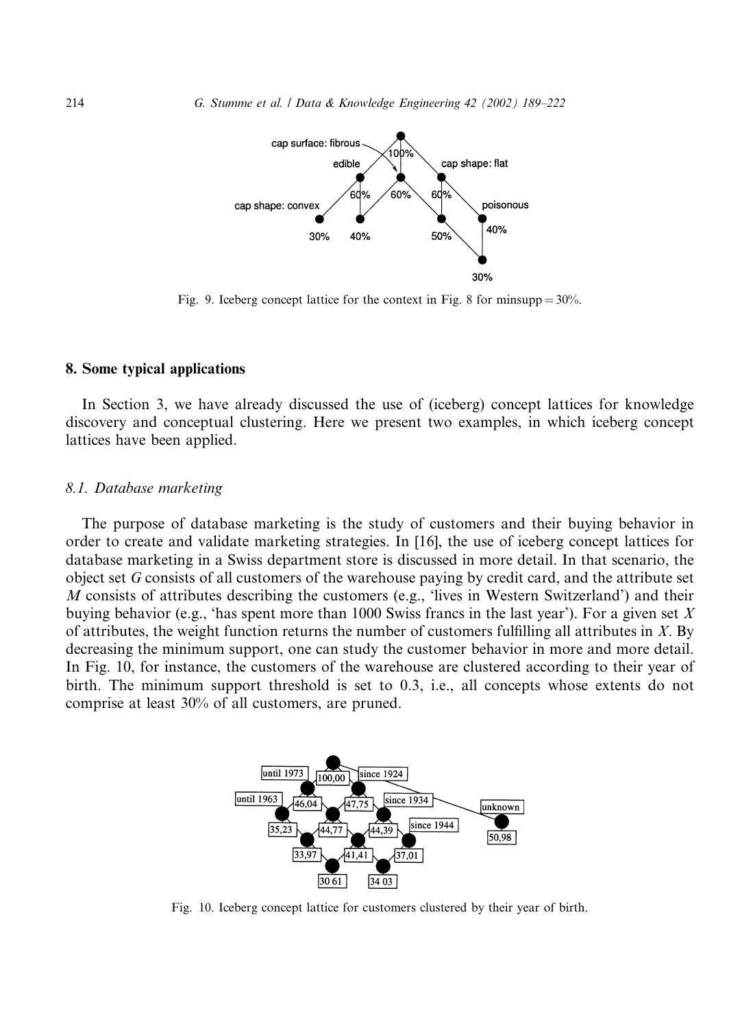Fig. 9. Iceberg concept lattice for the context in Fig. 8 for minsupp = 30%.

## 8. Some typical applications

In Section 3, we have already discussed the use of (iceberg) concept lattices for knowledge discovery and conceptual clustering. Here we present two examples, in which iceberg concept lattices have been applied.

### 8.1. Database marketing

The purpose of database marketing is the study of customers and their buying behavior in order to create and validate marketing strategies. In [16], the use of iceberg concept lattices for database marketing in a Swiss department store is discussed in more detail. In that scenario, the object set $G$ consists of all customers of the warehouse paying by credit card, and the attribute set $M$ consists of attributes describing the customers (e.g., 'lives in Western Switzerland') and their buying behavior (e.g., 'has spent more than 1000 Swiss francs in the last year'). For a given set $X$ of attributes, the weight function returns the number of customers fulfilling all attributes in $X$. By decreasing the minimum support, one can study the customer behavior in more and more detail. In Fig. 10, for instance, the customers of the warehouse are clustered according to their year of birth. The minimum support threshold is set to 0.3, i.e., all concepts whose extents do not comprise at least 30% of all customers, are pruned.

Fig. 10. Iceberg concept lattice for customers clustered by their year of birth.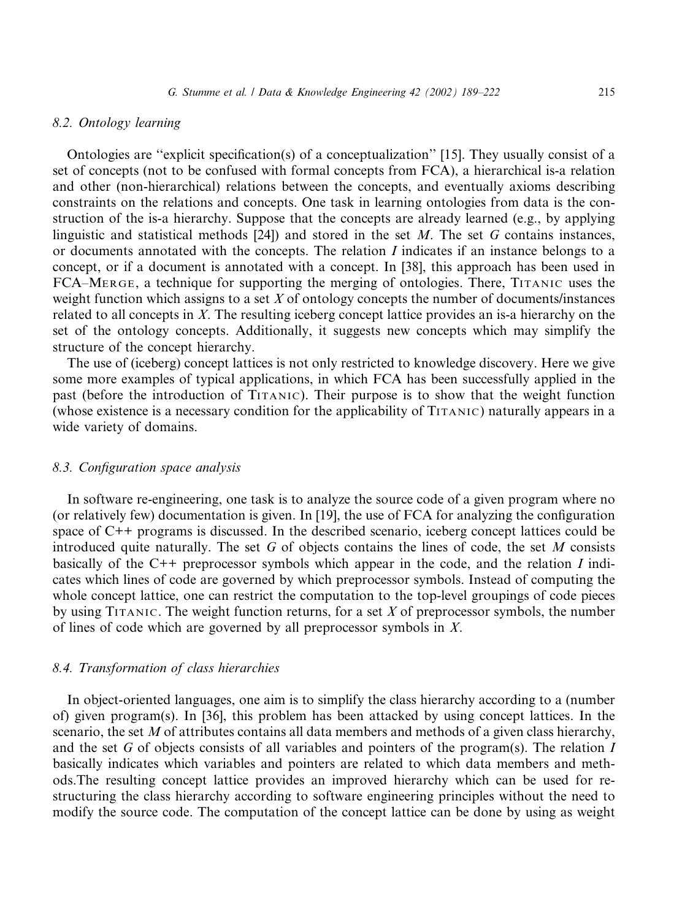### 8.2. Ontology learning

Ontologies are "explicit specification(s) of a conceptualization" [15]. They usually consist of a set of concepts (not to be confused with formal concepts from FCA), a hierarchical is-a relation and other (non-hierarchical) relations between the concepts, and eventually axioms describing constraints on the relations and concepts. One task in learning ontologies from data is the construction of the is-a hierarchy. Suppose that the concepts are already learned (e.g., by applying linguistic and statistical methods [24]) and stored in the set $M$. The set $G$ contains instances, or documents annotated with the concepts. The relation $I$ indicates if an instance belongs to a concept, or if a document is annotated with a concept. In [38], this approach has been used in FCA–MERGE, a technique for supporting the merging of ontologies. There, TITANIC uses the weight function which assigns to a set $X$ of ontology concepts the number of documents/instances related to all concepts in $X$. The resulting iceberg concept lattice provides an is-a hierarchy on the set of the ontology concepts. Additionally, it suggests new concepts which may simplify the structure of the concept hierarchy.

The use of (iceberg) concept lattices is not only restricted to knowledge discovery. Here we give some more examples of typical applications, in which FCA has been successfully applied in the past (before the introduction of TITANIC). Their purpose is to show that the weight function (whose existence is a necessary condition for the applicability of TITANIC) naturally appears in a wide variety of domains.

### 8.3. Configuration space analysis

In software re-engineering, one task is to analyze the source code of a given program where no (or relatively few) documentation is given. In [19], the use of FCA for analyzing the configuration space of C++ programs is discussed. In the described scenario, iceberg concept lattices could be introduced quite naturally. The set $G$ of objects contains the lines of code, the set $M$ consists basically of the C++ preprocessor symbols which appear in the code, and the relation $I$ indicates which lines of code are governed by which preprocessor symbols. Instead of computing the whole concept lattice, one can restrict the computation to the top-level groupings of code pieces by using TITANIC. The weight function returns, for a set $X$ of preprocessor symbols, the number of lines of code which are governed by all preprocessor symbols in $X$.

### 8.4. Transformation of class hierarchies

In object-oriented languages, one aim is to simplify the class hierarchy according to a (number of) given program(s). In [36], this problem has been attacked by using concept lattices. In the scenario, the set $M$ of attributes contains all data members and methods of a given class hierarchy, and the set $G$ of objects consists of all variables and pointers of the program(s). The relation $I$ basically indicates which variables and pointers are related to which data members and methods.The resulting concept lattice provides an improved hierarchy which can be used for restructuring the class hierarchy according to software engineering principles without the need to modify the source code. The computation of the concept lattice can be done by using as weight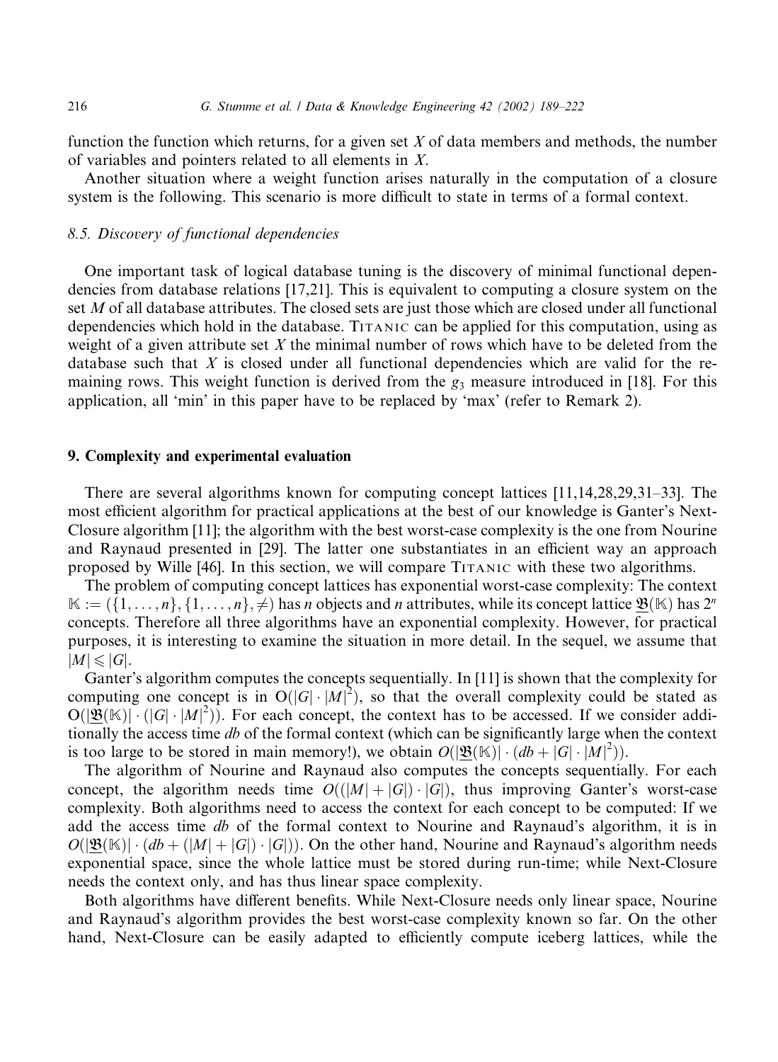function the function which returns, for a given set $X$ of data members and methods, the number of variables and pointers related to all elements in $X$.

Another situation where a weight function arises naturally in the computation of a closure system is the following. This scenario is more difficult to state in terms of a formal context.

### 8.5. Discovery of functional dependencies

One important task of logical database tuning is the discovery of minimal functional dependencies from database relations [17,21]. This is equivalent to computing a closure system on the set $M$ of all database attributes. The closed sets are just those which are closed under all functional dependencies which hold in the database. TITANIC can be applied for this computation, using as weight of a given attribute set $X$ the minimal number of rows which have to be deleted from the database such that $X$ is closed under all functional dependencies which are valid for the remaining rows. This weight function is derived from the $g_3$ measure introduced in [18]. For this application, all 'min' in this paper have to be replaced by 'max' (refer to Remark 2).

## 9. Complexity and experimental evaluation

There are several algorithms known for computing concept lattices [11,14,28,29,31–33]. The most efficient algorithm for practical applications at the best of our knowledge is Ganter's Next-Closure algorithm [11]; the algorithm with the best worst-case complexity is the one from Nourine and Raynaud presented in [29]. The latter one substantiates in an efficient way an approach proposed by Wille [46]. In this section, we will compare TITANIC with these two algorithms.

The problem of computing concept lattices has exponential worst-case complexity: The context $\mathbb{K} := (\{1,\ldots,n\},\{1,\ldots,n\},\neq)$ has $n$ objects and $n$ attributes, while its concept lattice $\underline{\mathfrak{B}}(\mathbb{K})$ has $2^n$ concepts. Therefore all three algorithms have an exponential complexity. However, for practical purposes, it is interesting to examine the situation in more detail. In the sequel, we assume that $|M| \leqslant |G|$.

Ganter's algorithm computes the concepts sequentially. In [11] is shown that the complexity for computing one concept is in $O(|G|\cdot|M|^2)$, so that the overall complexity could be stated as $O(|\underline{\mathfrak{B}}(\mathbb{K})|\cdot(|G|\cdot|M|^2))$. For each concept, the context has to be accessed. If we consider additionally the access time $db$ of the formal context (which can be significantly large when the context is too large to be stored in main memory!), we obtain $O(|\underline{\mathfrak{B}}(\mathbb{K})|\cdot(db+|G|\cdot|M|^2))$.

The algorithm of Nourine and Raynaud also computes the concepts sequentially. For each concept, the algorithm needs time $O((|M|+|G|)\cdot|G|)$, thus improving Ganter's worst-case complexity. Both algorithms need to access the context for each concept to be computed: If we add the access time $db$ of the formal context to Nourine and Raynaud's algorithm, it is in $O(|\underline{\mathfrak{B}}(\mathbb{K})|\cdot(db+(|M|+|G|)\cdot|G|))$. On the other hand, Nourine and Raynaud's algorithm needs exponential space, since the whole lattice must be stored during run-time; while Next-Closure needs the context only, and has thus linear space complexity.

Both algorithms have different benefits. While Next-Closure needs only linear space, Nourine and Raynaud's algorithm provides the best worst-case complexity known so far. On the other hand, Next-Closure can be easily adapted to efficiently compute iceberg lattices, while the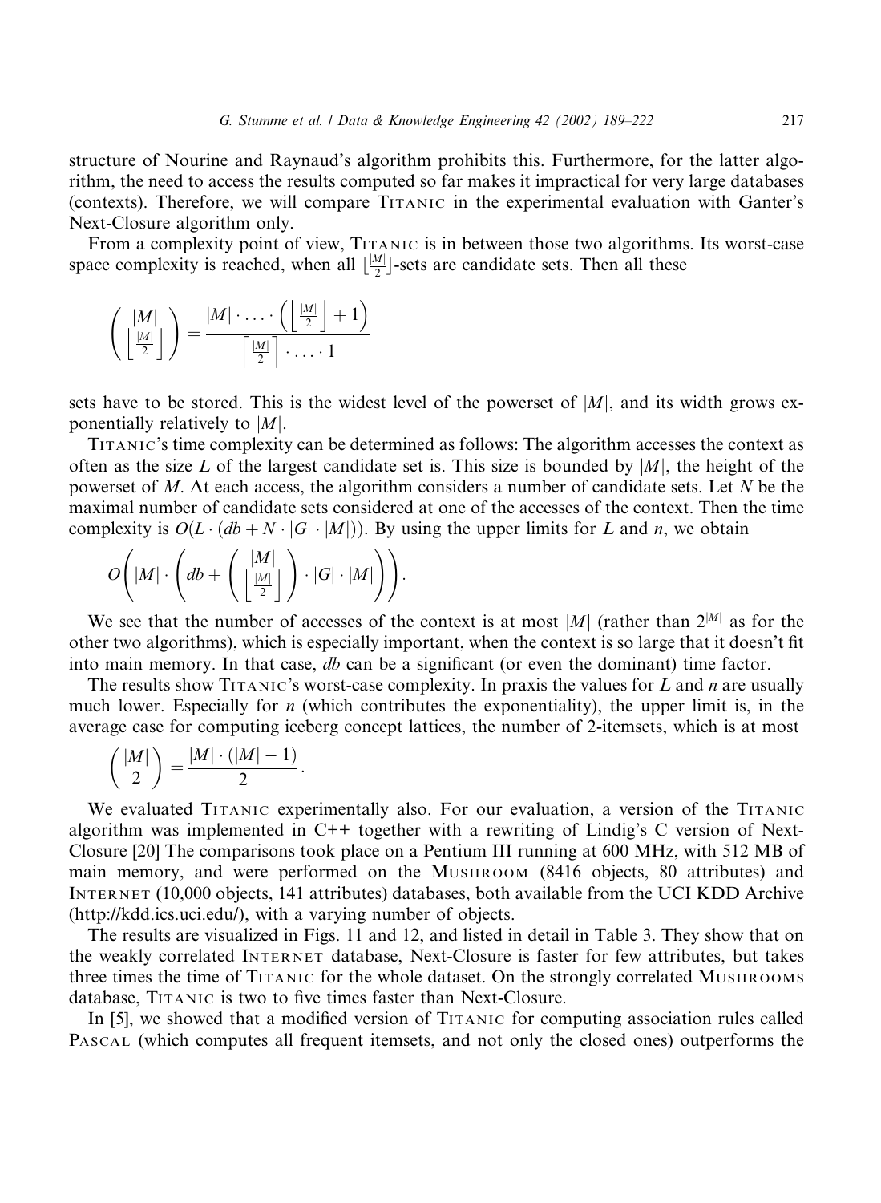structure of Nourine and Raynaud's algorithm prohibits this. Furthermore, for the latter algorithm, the need to access the results computed so far makes it impractical for very large databases (contexts). Therefore, we will compare TITANIC in the experimental evaluation with Ganter's Next-Closure algorithm only.

From a complexity point of view, TITANIC is in between those two algorithms. Its worst-case space complexity is reached, when all $\lfloor \frac{|M|}{2} \rfloor$-sets are candidate sets. Then all these

$$\binom{|M|}{\lfloor \frac{|M|}{2} \rfloor} = \frac{|M| \cdot \ldots \cdot \left( \lfloor \frac{|M|}{2} \rfloor + 1 \right)}{\lceil \frac{|M|}{2} \rceil \cdot \ldots \cdot 1}$$

sets have to be stored. This is the widest level of the powerset of $|M|$, and its width grows exponentially relatively to $|M|$.

TITANIC's time complexity can be determined as follows: The algorithm accesses the context as often as the size $L$ of the largest candidate set is. This size is bounded by $|M|$, the height of the powerset of $M$. At each access, the algorithm considers a number of candidate sets. Let $N$ be the maximal number of candidate sets considered at one of the accesses of the context. Then the time complexity is $O(L \cdot (db + N \cdot |G| \cdot |M|))$. By using the upper limits for $L$ and $n$, we obtain

$$O\left( |M| \cdot \left( db + \binom{|M|}{\lfloor \frac{|M|}{2} \rfloor} \cdot |G| \cdot |M| \right) \right).$$

We see that the number of accesses of the context is at most $|M|$ (rather than $2^{|M|}$ as for the other two algorithms), which is especially important, when the context is so large that it doesn't fit into main memory. In that case, *db* can be a significant (or even the dominant) time factor.

The results show TITANIC's worst-case complexity. In praxis the values for $L$ and $n$ are usually much lower. Especially for $n$ (which contributes the exponentiality), the upper limit is, in the average case for computing iceberg concept lattices, the number of 2-itemsets, which is at most

$$\binom{|M|}{2} = \frac{|M| \cdot (|M| - 1)}{2}.$$

We evaluated TITANIC experimentally also. For our evaluation, a version of the TITANIC algorithm was implemented in C++ together with a rewriting of Lindig's C version of Next-Closure [20] The comparisons took place on a Pentium III running at 600 MHz, with 512 MB of main memory, and were performed on the MUSHROOM (8416 objects, 80 attributes) and INTERNET (10,000 objects, 141 attributes) databases, both available from the UCI KDD Archive (http://kdd.ics.uci.edu/), with a varying number of objects.

The results are visualized in Figs. 11 and 12, and listed in detail in Table 3. They show that on the weakly correlated INTERNET database, Next-Closure is faster for few attributes, but takes three times the time of TITANIC for the whole dataset. On the strongly correlated MUSHROOMS database, TITANIC is two to five times faster than Next-Closure.

In [5], we showed that a modified version of TITANIC for computing association rules called PASCAL (which computes all frequent itemsets, and not only the closed ones) outperforms the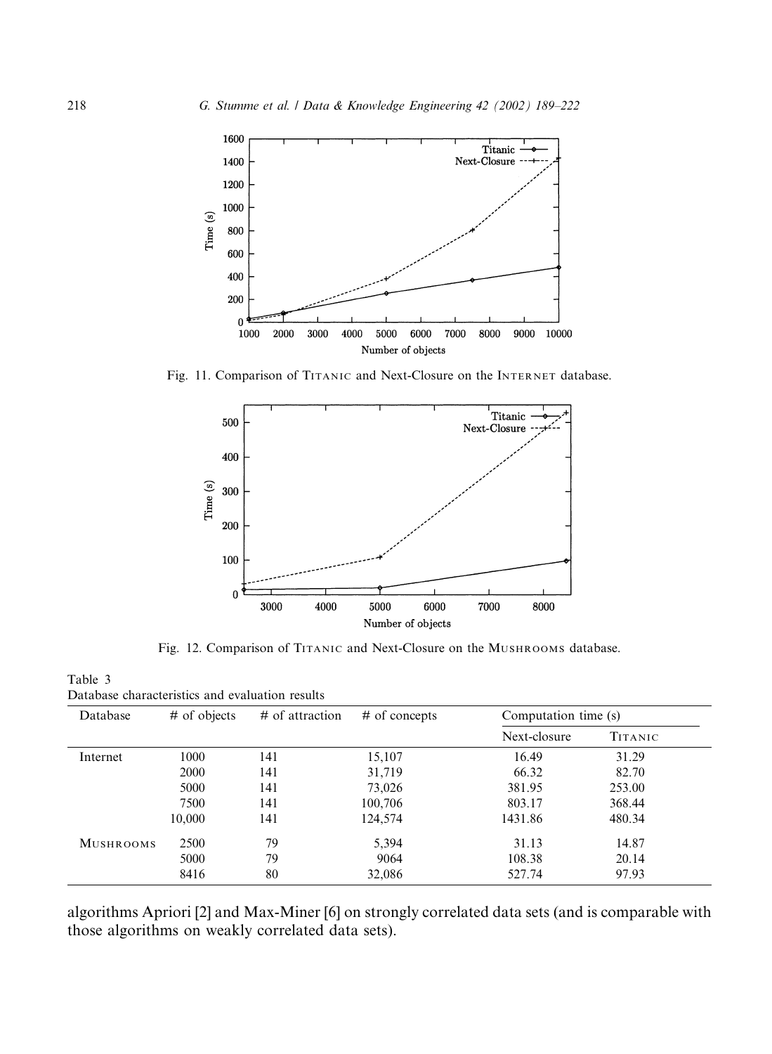Fig. 11. Comparison of Titanic and Next-Closure on the Internet database.

Fig. 12. Comparison of Titanic and Next-Closure on the Mushrooms database.

Table 3
Database characteristics and evaluation results

| Database | # of objects | # of attraction | # of concepts | Computation time (s) | |
|---|---|---|---|---|---|
| | | | | Next-closure | Titanic |
| Internet | 1000 | 141 | 15,107 | 16.49 | 31.29 |
| | 2000 | 141 | 31,719 | 66.32 | 82.70 |
| | 5000 | 141 | 73,026 | 381.95 | 253.00 |
| | 7500 | 141 | 100,706 | 803.17 | 368.44 |
| | 10,000 | 141 | 124,574 | 1431.86 | 480.34 |
| Mushrooms | 2500 | 79 | 5,394 | 31.13 | 14.87 |
| | 5000 | 79 | 9064 | 108.38 | 20.14 |
| | 8416 | 80 | 32,086 | 527.74 | 97.93 |

algorithms Apriori [2] and Max-Miner [6] on strongly correlated data sets (and is comparable with those algorithms on weakly correlated data sets).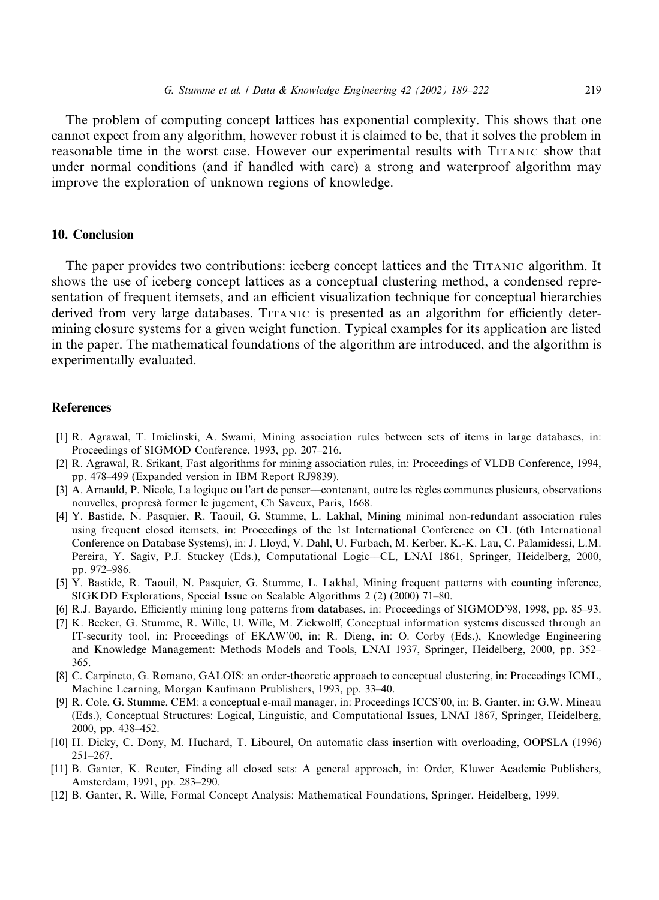The problem of computing concept lattices has exponential complexity. This shows that one cannot expect from any algorithm, however robust it is claimed to be, that it solves the problem in reasonable time in the worst case. However our experimental results with Titanic show that under normal conditions (and if handled with care) a strong and waterproof algorithm may improve the exploration of unknown regions of knowledge.

## 10. Conclusion

The paper provides two contributions: iceberg concept lattices and the Titanic algorithm. It shows the use of iceberg concept lattices as a conceptual clustering method, a condensed representation of frequent itemsets, and an efficient visualization technique for conceptual hierarchies derived from very large databases. Titanic is presented as an algorithm for efficiently determining closure systems for a given weight function. Typical examples for its application are listed in the paper. The mathematical foundations of the algorithm are introduced, and the algorithm is experimentally evaluated.

## References

[1] R. Agrawal, T. Imielinski, A. Swami, Mining association rules between sets of items in large databases, in: Proceedings of SIGMOD Conference, 1993, pp. 207–216.

[2] R. Agrawal, R. Srikant, Fast algorithms for mining association rules, in: Proceedings of VLDB Conference, 1994, pp. 478–499 (Expanded version in IBM Report RJ9839).

[3] A. Arnauld, P. Nicole, La logique ou l'art de penser—contenant, outre les règles communes plusieurs, observations nouvelles, propresà former le jugement, Ch Saveux, Paris, 1668.

[4] Y. Bastide, N. Pasquier, R. Taouil, G. Stumme, L. Lakhal, Mining minimal non-redundant association rules using frequent closed itemsets, in: Proceedings of the 1st International Conference on CL (6th International Conference on Database Systems), in: J. Lloyd, V. Dahl, U. Furbach, M. Kerber, K.-K. Lau, C. Palamidessi, L.M. Pereira, Y. Sagiv, P.J. Stuckey (Eds.), Computational Logic—CL, LNAI 1861, Springer, Heidelberg, 2000, pp. 972–986.

[5] Y. Bastide, R. Taouil, N. Pasquier, G. Stumme, L. Lakhal, Mining frequent patterns with counting inference, SIGKDD Explorations, Special Issue on Scalable Algorithms 2 (2) (2000) 71–80.

[6] R.J. Bayardo, Efficiently mining long patterns from databases, in: Proceedings of SIGMOD'98, 1998, pp. 85–93.

[7] K. Becker, G. Stumme, R. Wille, U. Wille, M. Zickwolff, Conceptual information systems discussed through an IT-security tool, in: Proceedings of EKAW'00, in: R. Dieng, in: O. Corby (Eds.), Knowledge Engineering and Knowledge Management: Methods Models and Tools, LNAI 1937, Springer, Heidelberg, 2000, pp. 352–365.

[8] C. Carpineto, G. Romano, GALOIS: an order-theoretic approach to conceptual clustering, in: Proceedings ICML, Machine Learning, Morgan Kaufmann Prublishers, 1993, pp. 33–40.

[9] R. Cole, G. Stumme, CEM: a conceptual e-mail manager, in: Proceedings ICCS'00, in: B. Ganter, in: G.W. Mineau (Eds.), Conceptual Structures: Logical, Linguistic, and Computational Issues, LNAI 1867, Springer, Heidelberg, 2000, pp. 438–452.

[10] H. Dicky, C. Dony, M. Huchard, T. Libourel, On automatic class insertion with overloading, OOPSLA (1996) 251–267.

[11] B. Ganter, K. Reuter, Finding all closed sets: A general approach, in: Order, Kluwer Academic Publishers, Amsterdam, 1991, pp. 283–290.

[12] B. Ganter, R. Wille, Formal Concept Analysis: Mathematical Foundations, Springer, Heidelberg, 1999.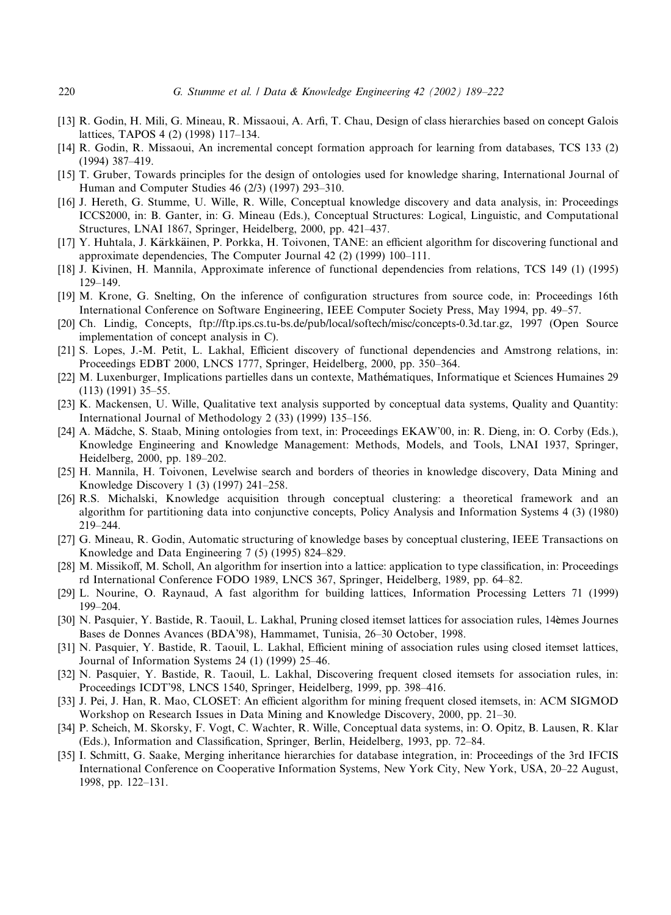[13] R. Godin, H. Mili, G. Mineau, R. Missaoui, A. Arfi, T. Chau, Design of class hierarchies based on concept Galois lattices, TAPOS 4 (2) (1998) 117–134.

[14] R. Godin, R. Missaoui, An incremental concept formation approach for learning from databases, TCS 133 (2) (1994) 387–419.

[15] T. Gruber, Towards principles for the design of ontologies used for knowledge sharing, International Journal of Human and Computer Studies 46 (2/3) (1997) 293–310.

[16] J. Hereth, G. Stumme, U. Wille, R. Wille, Conceptual knowledge discovery and data analysis, in: Proceedings ICCS2000, in: B. Ganter, in: G. Mineau (Eds.), Conceptual Structures: Logical, Linguistic, and Computational Structures, LNAI 1867, Springer, Heidelberg, 2000, pp. 421–437.

[17] Y. Huhtala, J. Kärkkäinen, P. Porkka, H. Toivonen, TANE: an efficient algorithm for discovering functional and approximate dependencies, The Computer Journal 42 (2) (1999) 100–111.

[18] J. Kivinen, H. Mannila, Approximate inference of functional dependencies from relations, TCS 149 (1) (1995) 129–149.

[19] M. Krone, G. Snelting, On the inference of configuration structures from source code, in: Proceedings 16th International Conference on Software Engineering, IEEE Computer Society Press, May 1994, pp. 49–57.

[20] Ch. Lindig, Concepts, ftp://ftp.ips.cs.tu-bs.de/pub/local/softech/misc/concepts-0.3d.tar.gz, 1997 (Open Source implementation of concept analysis in C).

[21] S. Lopes, J.-M. Petit, L. Lakhal, Efficient discovery of functional dependencies and Amstrong relations, in: Proceedings EDBT 2000, LNCS 1777, Springer, Heidelberg, 2000, pp. 350–364.

[22] M. Luxenburger, Implications partielles dans un contexte, Mathématiques, Informatique et Sciences Humaines 29 (113) (1991) 35–55.

[23] K. Mackensen, U. Wille, Qualitative text analysis supported by conceptual data systems, Quality and Quantity: International Journal of Methodology 2 (33) (1999) 135–156.

[24] A. Mädche, S. Staab, Mining ontologies from text, in: Proceedings EKAW'00, in: R. Dieng, in: O. Corby (Eds.), Knowledge Engineering and Knowledge Management: Methods, Models, and Tools, LNAI 1937, Springer, Heidelberg, 2000, pp. 189–202.

[25] H. Mannila, H. Toivonen, Levelwise search and borders of theories in knowledge discovery, Data Mining and Knowledge Discovery 1 (3) (1997) 241–258.

[26] R.S. Michalski, Knowledge acquisition through conceptual clustering: a theoretical framework and an algorithm for partitioning data into conjunctive concepts, Policy Analysis and Information Systems 4 (3) (1980) 219–244.

[27] G. Mineau, R. Godin, Automatic structuring of knowledge bases by conceptual clustering, IEEE Transactions on Knowledge and Data Engineering 7 (5) (1995) 824–829.

[28] M. Missikoff, M. Scholl, An algorithm for insertion into a lattice: application to type classification, in: Proceedings rd International Conference FODO 1989, LNCS 367, Springer, Heidelberg, 1989, pp. 64–82.

[29] L. Nourine, O. Raynaud, A fast algorithm for building lattices, Information Processing Letters 71 (1999) 199–204.

[30] N. Pasquier, Y. Bastide, R. Taouil, L. Lakhal, Pruning closed itemset lattices for association rules, 14èmes Journes Bases de Donnes Avances (BDA'98), Hammamet, Tunisia, 26–30 October, 1998.

[31] N. Pasquier, Y. Bastide, R. Taouil, L. Lakhal, Efficient mining of association rules using closed itemset lattices, Journal of Information Systems 24 (1) (1999) 25–46.

[32] N. Pasquier, Y. Bastide, R. Taouil, L. Lakhal, Discovering frequent closed itemsets for association rules, in: Proceedings ICDT'98, LNCS 1540, Springer, Heidelberg, 1999, pp. 398–416.

[33] J. Pei, J. Han, R. Mao, CLOSET: An efficient algorithm for mining frequent closed itemsets, in: ACM SIGMOD Workshop on Research Issues in Data Mining and Knowledge Discovery, 2000, pp. 21–30.

[34] P. Scheich, M. Skorsky, F. Vogt, C. Wachter, R. Wille, Conceptual data systems, in: O. Opitz, B. Lausen, R. Klar (Eds.), Information and Classification, Springer, Berlin, Heidelberg, 1993, pp. 72–84.

[35] I. Schmitt, G. Saake, Merging inheritance hierarchies for database integration, in: Proceedings of the 3rd IFCIS International Conference on Cooperative Information Systems, New York City, New York, USA, 20–22 August, 1998, pp. 122–131.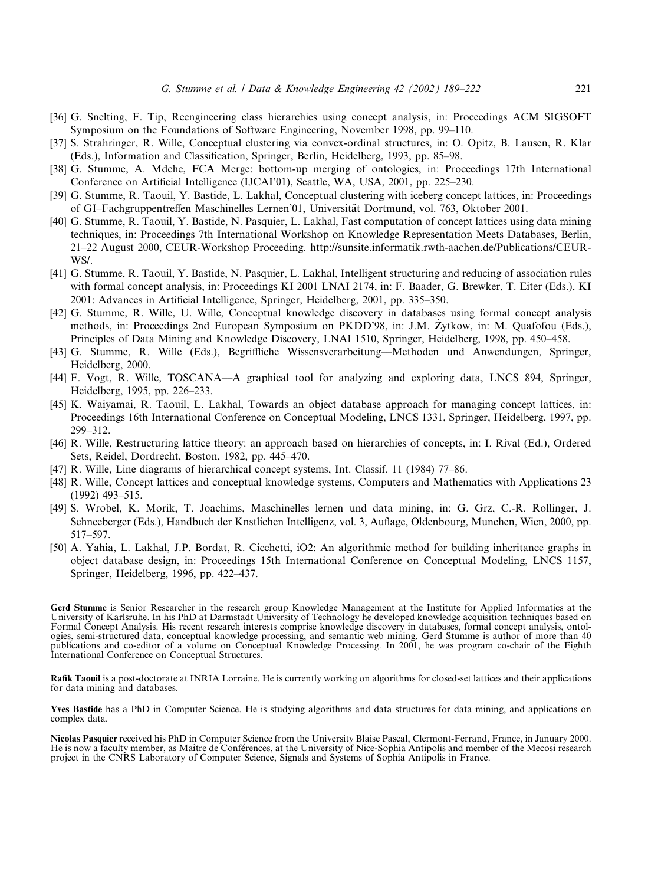[36] G. Snelting, F. Tip, Reengineering class hierarchies using concept analysis, in: Proceedings ACM SIGSOFT Symposium on the Foundations of Software Engineering, November 1998, pp. 99–110.

[37] S. Strahringer, R. Wille, Conceptual clustering via convex-ordinal structures, in: O. Opitz, B. Lausen, R. Klar (Eds.), Information and Classification, Springer, Berlin, Heidelberg, 1993, pp. 85–98.

[38] G. Stumme, A. Mdche, FCA Merge: bottom-up merging of ontologies, in: Proceedings 17th International Conference on Artificial Intelligence (IJCAI'01), Seattle, WA, USA, 2001, pp. 225–230.

[39] G. Stumme, R. Taouil, Y. Bastide, L. Lakhal, Conceptual clustering with iceberg concept lattices, in: Proceedings of GI–Fachgruppentreffen Maschinelles Lernen'01, Universität Dortmund, vol. 763, Oktober 2001.

[40] G. Stumme, R. Taouil, Y. Bastide, N. Pasquier, L. Lakhal, Fast computation of concept lattices using data mining techniques, in: Proceedings 7th International Workshop on Knowledge Representation Meets Databases, Berlin, 21–22 August 2000, CEUR-Workshop Proceeding. http://sunsite.informatik.rwth-aachen.de/Publications/CEUR-WS/.

[41] G. Stumme, R. Taouil, Y. Bastide, N. Pasquier, L. Lakhal, Intelligent structuring and reducing of association rules with formal concept analysis, in: Proceedings KI 2001 LNAI 2174, in: F. Baader, G. Brewker, T. Eiter (Eds.), KI 2001: Advances in Artificial Intelligence, Springer, Heidelberg, 2001, pp. 335–350.

[42] G. Stumme, R. Wille, U. Wille, Conceptual knowledge discovery in databases using formal concept analysis methods, in: Proceedings 2nd European Symposium on PKDD'98, in: J.M. Żytkow, in: M. Quafofou (Eds.), Principles of Data Mining and Knowledge Discovery, LNAI 1510, Springer, Heidelberg, 1998, pp. 450–458.

[43] G. Stumme, R. Wille (Eds.), Begriffliche Wissensverarbeitung—Methoden und Anwendungen, Springer, Heidelberg, 2000.

[44] F. Vogt, R. Wille, TOSCANA—A graphical tool for analyzing and exploring data, LNCS 894, Springer, Heidelberg, 1995, pp. 226–233.

[45] K. Waiyamai, R. Taouil, L. Lakhal, Towards an object database approach for managing concept lattices, in: Proceedings 16th International Conference on Conceptual Modeling, LNCS 1331, Springer, Heidelberg, 1997, pp. 299–312.

[46] R. Wille, Restructuring lattice theory: an approach based on hierarchies of concepts, in: I. Rival (Ed.), Ordered Sets, Reidel, Dordrecht, Boston, 1982, pp. 445–470.

[47] R. Wille, Line diagrams of hierarchical concept systems, Int. Classif. 11 (1984) 77–86.

[48] R. Wille, Concept lattices and conceptual knowledge systems, Computers and Mathematics with Applications 23 (1992) 493–515.

[49] S. Wrobel, K. Morik, T. Joachims, Maschinelles lernen und data mining, in: G. Grz, C.-R. Rollinger, J. Schneeberger (Eds.), Handbuch der Knstlichen Intelligenz, vol. 3, Auflage, Oldenbourg, Munchen, Wien, 2000, pp. 517–597.

[50] A. Yahia, L. Lakhal, J.P. Bordat, R. Cicchetti, iO2: An algorithmic method for building inheritance graphs in object database design, in: Proceedings 15th International Conference on Conceptual Modeling, LNCS 1157, Springer, Heidelberg, 1996, pp. 422–437.

**Gerd Stumme** is Senior Researcher in the research group Knowledge Management at the Institute for Applied Informatics at the University of Karlsruhe. In his PhD at Darmstadt University of Technology he developed knowledge acquisition techniques based on Formal Concept Analysis. His recent research interests comprise knowledge discovery in databases, formal concept analysis, ontologies, semi-structured data, conceptual knowledge processing, and semantic web mining. Gerd Stumme is author of more than 40 publications and co-editor of a volume on Conceptual Knowledge Processing. In 2001, he was program co-chair of the Eighth International Conference on Conceptual Structures.

**Rafik Taouil** is a post-doctorate at INRIA Lorraine. He is currently working on algorithms for closed-set lattices and their applications for data mining and databases.

**Yves Bastide** has a PhD in Computer Science. He is studying algorithms and data structures for data mining, and applications on complex data.

**Nicolas Pasquier** received his PhD in Computer Science from the University Blaise Pascal, Clermont-Ferrand, France, in January 2000. He is now a faculty member, as Maître de Conférences, at the University of Nice-Sophia Antipolis and member of the Mecosi research project in the CNRS Laboratory of Computer Science, Signals and Systems of Sophia Antipolis in France.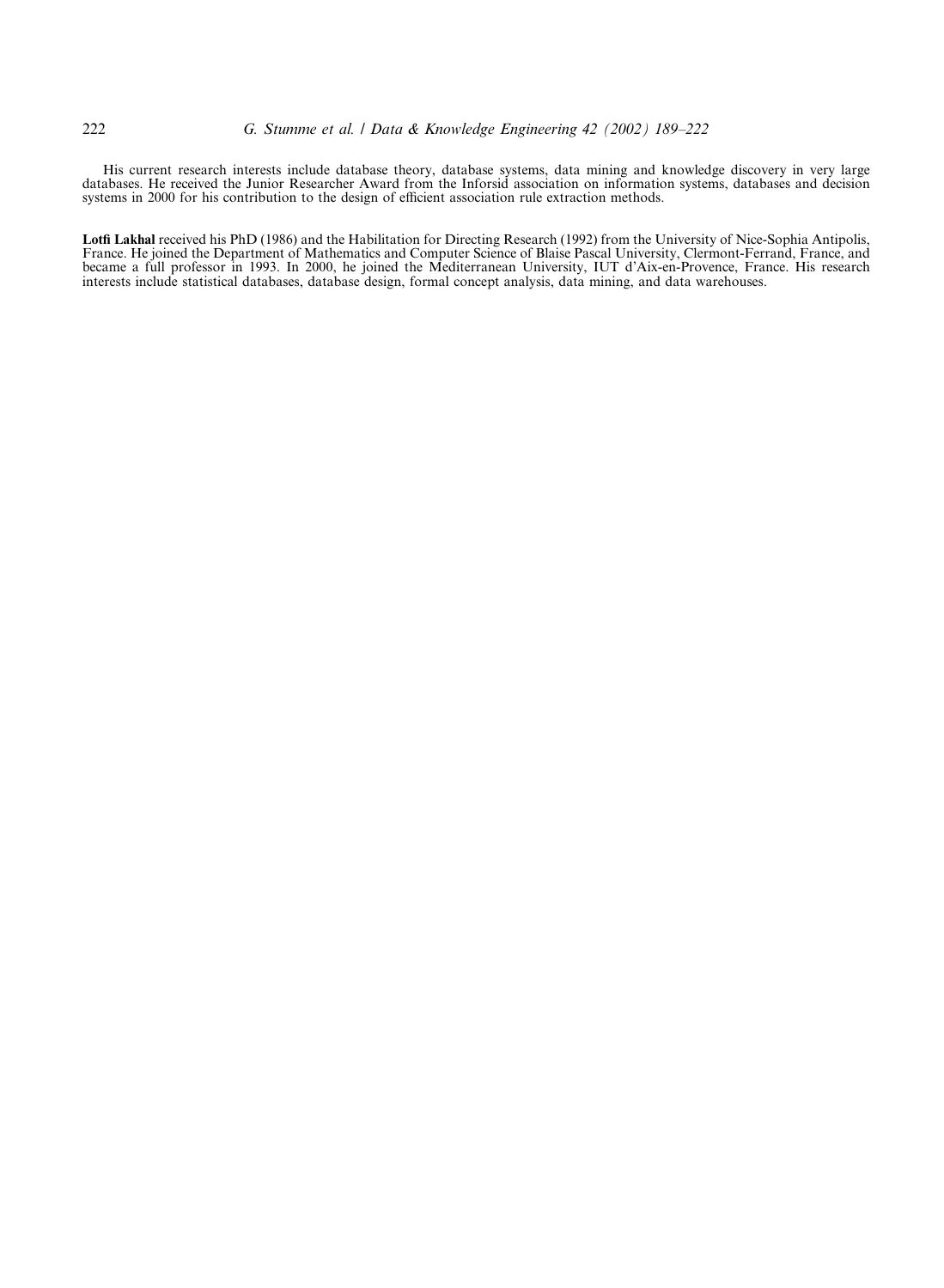His current research interests include database theory, database systems, data mining and knowledge discovery in very large databases. He received the Junior Researcher Award from the Inforsid association on information systems, databases and decision systems in 2000 for his contribution to the design of efficient association rule extraction methods.

**Lotfi Lakhal** received his PhD (1986) and the Habilitation for Directing Research (1992) from the University of Nice-Sophia Antipolis, France. He joined the Department of Mathematics and Computer Science of Blaise Pascal University, Clermont-Ferrand, France, and became a full professor in 1993. In 2000, he joined the Mediterranean University, IUT d'Aix-en-Provence, France. His research interests include statistical databases, database design, formal concept analysis, data mining, and data warehouses.